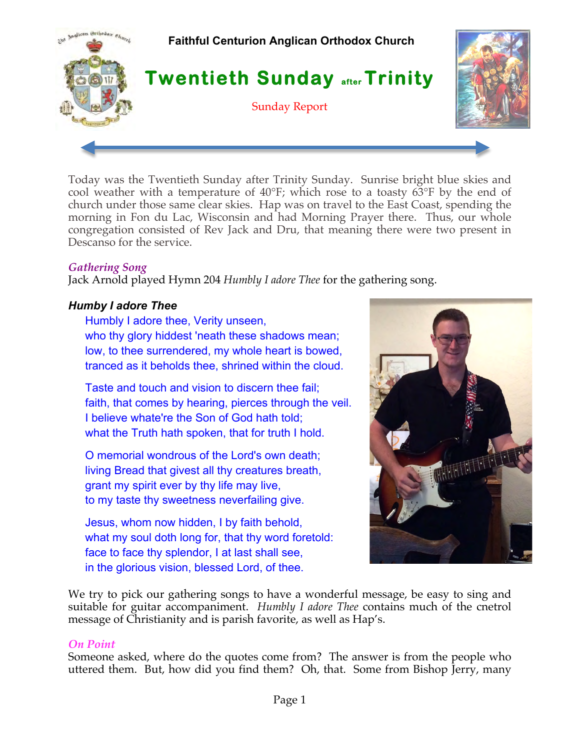# Faithful Centurion Anglican Orthodox Church

## Twentieth Sunday after Trinity

Sunday Report

Today was the Twentieth Sunday after Trinity Sunday. Sunrise bright blue skies and cool weather with a temperature of 40°F; which rose to a toasty 63°F by the end of church under those same clear skies. Hap was on travel to the East Coast, spending the morning in Fon du Lac, Wisconsin and had Morning Prayer there. Thus, our whole congregation consisted of Rev Jack and Dru, that meaning there were two present in Descanso for the service.

### *Gathering Song*

Jack Arnold played Hymn 204 *Humbly I adore Thee* for the gathering song.

***Humby I adore Thee***

Humbly I adore thee, Verity unseen,
who thy glory hiddest 'neath these shadows mean;
low, to thee surrendered, my whole heart is bowed,
tranced as it beholds thee, shrined within the cloud.

Taste and touch and vision to discern thee fail;
faith, that comes by hearing, pierces through the veil.
I believe whate're the Son of God hath told;
what the Truth hath spoken, that for truth I hold.

O memorial wondrous of the Lord's own death;
living Bread that givest all thy creatures breath,
grant my spirit ever by thy life may live,
to my taste thy sweetness neverfailing give.

Jesus, whom now hidden, I by faith behold,
what my soul doth long for, that thy word foretold:
face to face thy splendor, I at last shall see,
in the glorious vision, blessed Lord, of thee.

We try to pick our gathering songs to have a wonderful message, be easy to sing and suitable for guitar accompaniment. *Humbly I adore Thee* contains much of the cnetrol message of Christianity and is parish favorite, as well as Hap's.

### *On Point*

Someone asked, where do the quotes come from? The answer is from the people who uttered them. But, how did you find them? Oh, that. Some from Bishop Jerry, many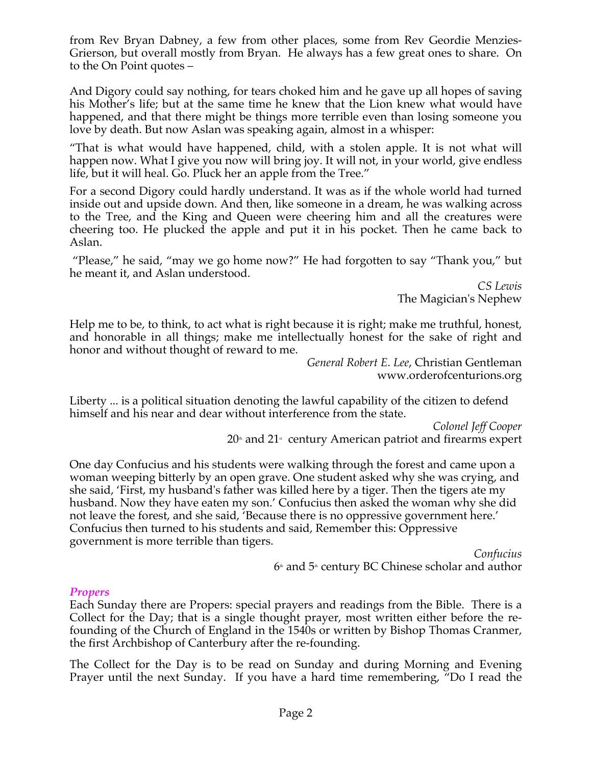from Rev Bryan Dabney, a few from other places, some from Rev Geordie Menzies-Grierson, but overall mostly from Bryan. He always has a few great ones to share. On to the On Point quotes –

And Digory could say nothing, for tears choked him and he gave up all hopes of saving his Mother's life; but at the same time he knew that the Lion knew what would have happened, and that there might be things more terrible even than losing someone you love by death. But now Aslan was speaking again, almost in a whisper:

"That is what would have happened, child, with a stolen apple. It is not what will happen now. What I give you now will bring joy. It will not, in your world, give endless life, but it will heal. Go. Pluck her an apple from the Tree."

For a second Digory could hardly understand. It was as if the whole world had turned inside out and upside down. And then, like someone in a dream, he was walking across to the Tree, and the King and Queen were cheering him and all the creatures were cheering too. He plucked the apple and put it in his pocket. Then he came back to Aslan.

"Please," he said, "may we go home now?" He had forgotten to say "Thank you," but he meant it, and Aslan understood.

*CS Lewis*
The Magician's Nephew

Help me to be, to think, to act what is right because it is right; make me truthful, honest, and honorable in all things; make me intellectually honest for the sake of right and honor and without thought of reward to me.

*General Robert E. Lee*, Christian Gentleman
www.orderofcenturions.org

Liberty ... is a political situation denoting the lawful capability of the citizen to defend himself and his near and dear without interference from the state.

*Colonel Jeff Cooper*
20th and 21st century American patriot and firearms expert

One day Confucius and his students were walking through the forest and came upon a woman weeping bitterly by an open grave. One student asked why she was crying, and she said, 'First, my husband's father was killed here by a tiger. Then the tigers ate my husband. Now they have eaten my son.' Confucius then asked the woman why she did not leave the forest, and she said, 'Because there is no oppressive government here.' Confucius then turned to his students and said, Remember this: Oppressive government is more terrible than tigers.

*Confucius*
6th and 5th century BC Chinese scholar and author

### *Propers*

Each Sunday there are Propers: special prayers and readings from the Bible. There is a Collect for the Day; that is a single thought prayer, most written either before the re-founding of the Church of England in the 1540s or written by Bishop Thomas Cranmer, the first Archbishop of Canterbury after the re-founding.

The Collect for the Day is to be read on Sunday and during Morning and Evening Prayer until the next Sunday. If you have a hard time remembering, "Do I read the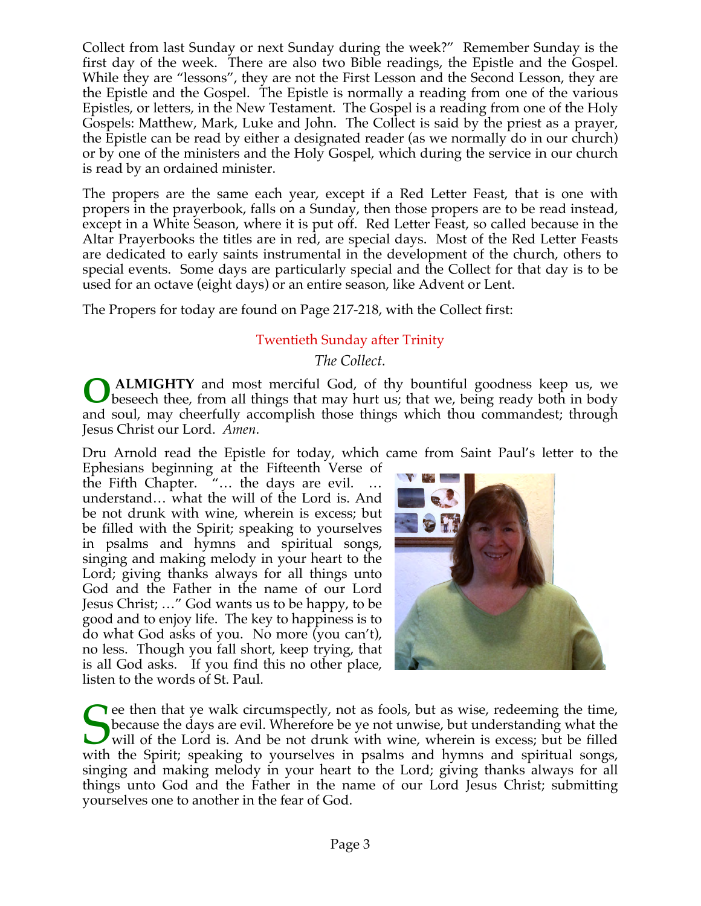Collect from last Sunday or next Sunday during the week?" Remember Sunday is the first day of the week. There are also two Bible readings, the Epistle and the Gospel. While they are "lessons", they are not the First Lesson and the Second Lesson, they are the Epistle and the Gospel. The Epistle is normally a reading from one of the various Epistles, or letters, in the New Testament. The Gospel is a reading from one of the Holy Gospels: Matthew, Mark, Luke and John. The Collect is said by the priest as a prayer, the Epistle can be read by either a designated reader (as we normally do in our church) or by one of the ministers and the Holy Gospel, which during the service in our church is read by an ordained minister.

The propers are the same each year, except if a Red Letter Feast, that is one with propers in the prayerbook, falls on a Sunday, then those propers are to be read instead, except in a White Season, where it is put off. Red Letter Feast, so called because in the Altar Prayerbooks the titles are in red, are special days. Most of the Red Letter Feasts are dedicated to early saints instrumental in the development of the church, others to special events. Some days are particularly special and the Collect for that day is to be used for an octave (eight days) or an entire season, like Advent or Lent.

The Propers for today are found on Page 217-218, with the Collect first:

## Twentieth Sunday after Trinity

*The Collect.*

**O ALMIGHTY** and most merciful God, of thy bountiful goodness keep us, we beseech thee, from all things that may hurt us; that we, being ready both in body and soul, may cheerfully accomplish those things which thou commandest; through Jesus Christ our Lord. *Amen*.

Dru Arnold read the Epistle for today, which came from Saint Paul's letter to the Ephesians beginning at the Fifteenth Verse of the Fifth Chapter. "… the days are evil. … understand… what the will of the Lord is. And be not drunk with wine, wherein is excess; but be filled with the Spirit; speaking to yourselves in psalms and hymns and spiritual songs, singing and making melody in your heart to the Lord; giving thanks always for all things unto God and the Father in the name of our Lord Jesus Christ; …" God wants us to be happy, to be good and to enjoy life. The key to happiness is to do what God asks of you. No more (you can't), no less. Though you fall short, keep trying, that is all God asks. If you find this no other place, listen to the words of St. Paul.

See then that ye walk circumspectly, not as fools, but as wise, redeeming the time, because the days are evil. Wherefore be ye not unwise, but understanding what the will of the Lord is. And be not drunk with wine, wherein is excess; but be filled with the Spirit; speaking to yourselves in psalms and hymns and spiritual songs, singing and making melody in your heart to the Lord; giving thanks always for all things unto God and the Father in the name of our Lord Jesus Christ; submitting yourselves one to another in the fear of God.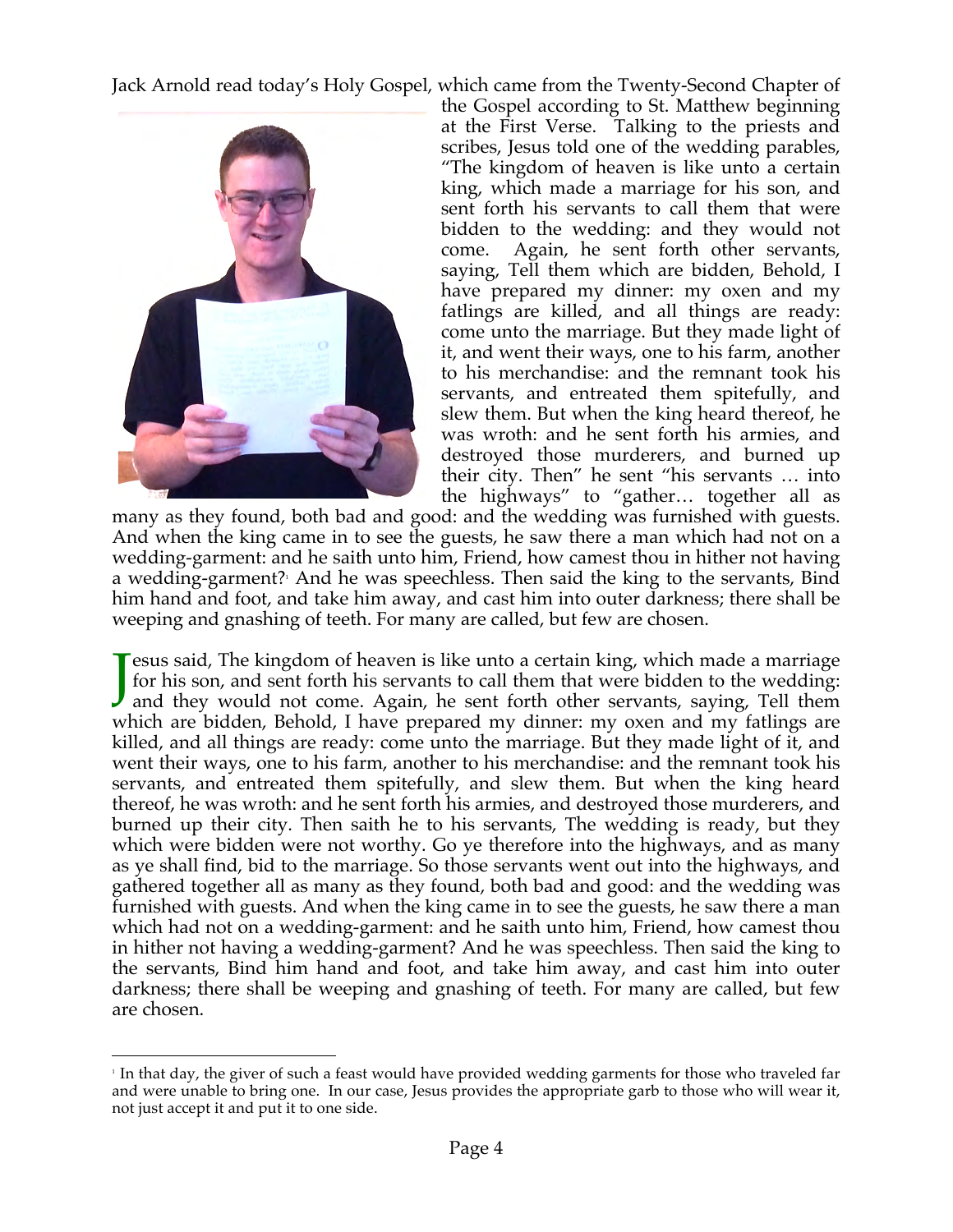Jack Arnold read today's Holy Gospel, which came from the Twenty-Second Chapter of the Gospel according to St. Matthew beginning at the First Verse. Talking to the priests and scribes, Jesus told one of the wedding parables, "The kingdom of heaven is like unto a certain king, which made a marriage for his son, and sent forth his servants to call them that were bidden to the wedding: and they would not come. Again, he sent forth other servants, saying, Tell them which are bidden, Behold, I have prepared my dinner: my oxen and my fatlings are killed, and all things are ready: come unto the marriage. But they made light of it, and went their ways, one to his farm, another to his merchandise: and the remnant took his servants, and entreated them spitefully, and slew them. But when the king heard thereof, he was wroth: and he sent forth his armies, and destroyed those murderers, and burned up their city. Then" he sent "his servants … into the highways" to "gather… together all as many as they found, both bad and good: and the wedding was furnished with guests. And when the king came in to see the guests, he saw there a man which had not on a wedding-garment: and he saith unto him, Friend, how camest thou in hither not having a wedding-garment?[1] And he was speechless. Then said the king to the servants, Bind him hand and foot, and take him away, and cast him into outer darkness; there shall be weeping and gnashing of teeth. For many are called, but few are chosen.

Jesus said, The kingdom of heaven is like unto a certain king, which made a marriage for his son, and sent forth his servants to call them that were bidden to the wedding: and they would not come. Again, he sent forth other servants, saying, Tell them which are bidden, Behold, I have prepared my dinner: my oxen and my fatlings are killed, and all things are ready: come unto the marriage. But they made light of it, and went their ways, one to his farm, another to his merchandise: and the remnant took his servants, and entreated them spitefully, and slew them. But when the king heard thereof, he was wroth: and he sent forth his armies, and destroyed those murderers, and burned up their city. Then saith he to his servants, The wedding is ready, but they which were bidden were not worthy. Go ye therefore into the highways, and as many as ye shall find, bid to the marriage. So those servants went out into the highways, and gathered together all as many as they found, both bad and good: and the wedding was furnished with guests. And when the king came in to see the guests, he saw there a man which had not on a wedding-garment: and he saith unto him, Friend, how camest thou in hither not having a wedding-garment? And he was speechless. Then said the king to the servants, Bind him hand and foot, and take him away, and cast him into outer darkness; there shall be weeping and gnashing of teeth. For many are called, but few are chosen.

---

[1] In that day, the giver of such a feast would have provided wedding garments for those who traveled far and were unable to bring one. In our case, Jesus provides the appropriate garb to those who will wear it, not just accept it and put it to one side.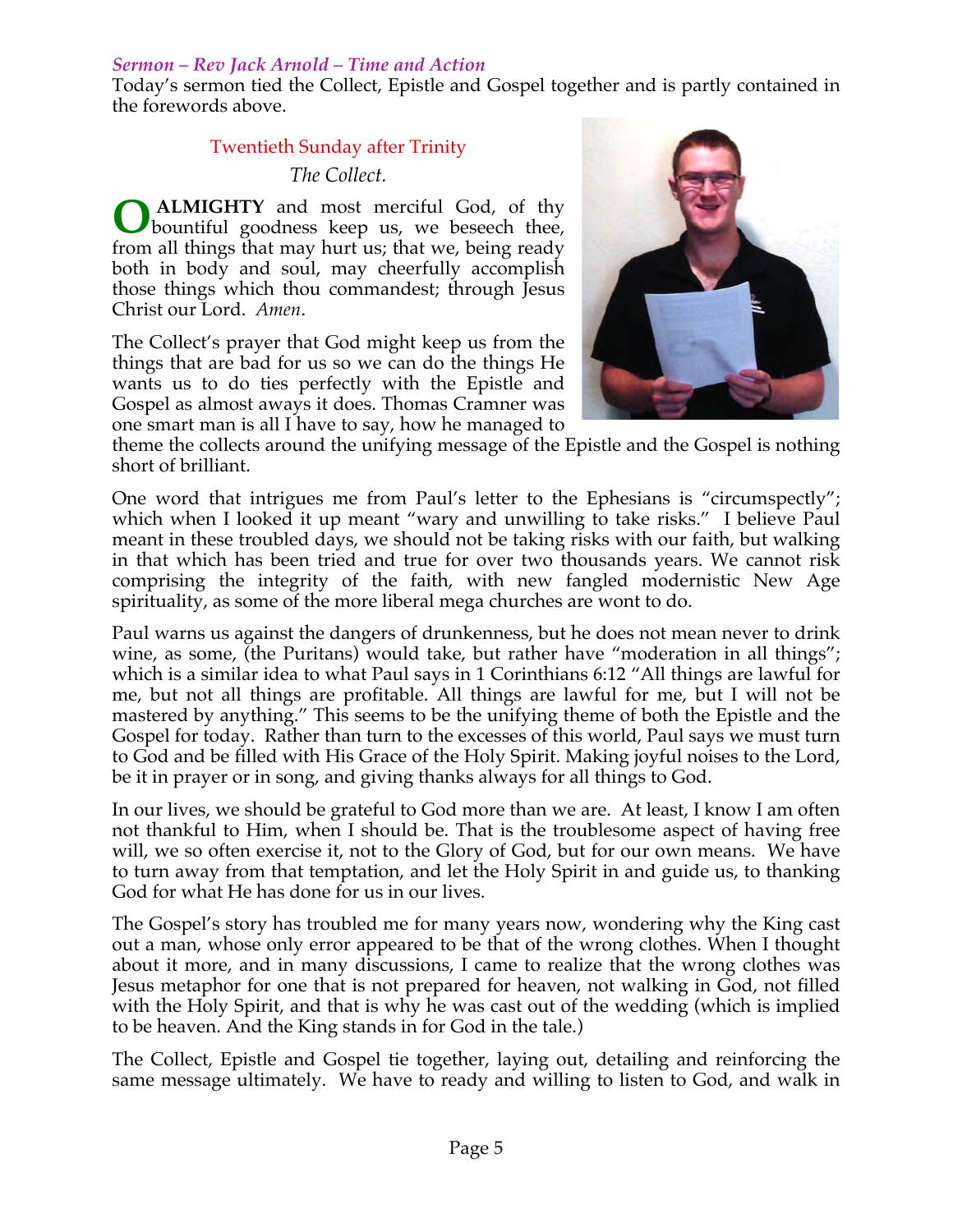*Sermon – Rev Jack Arnold – Time and Action*

Today's sermon tied the Collect, Epistle and Gospel together and is partly contained in the forewords above.

Twentieth Sunday after Trinity

*The Collect.*

**O ALMIGHTY** and most merciful God, of thy bountiful goodness keep us, we beseech thee, from all things that may hurt us; that we, being ready both in body and soul, may cheerfully accomplish those things which thou commandest; through Jesus Christ our Lord. *Amen*.

The Collect's prayer that God might keep us from the things that are bad for us so we can do the things He wants us to do ties perfectly with the Epistle and Gospel as almost aways it does. Thomas Cramner was one smart man is all I have to say, how he managed to theme the collects around the unifying message of the Epistle and the Gospel is nothing short of brilliant.

One word that intrigues me from Paul's letter to the Ephesians is "circumspectly"; which when I looked it up meant "wary and unwilling to take risks." I believe Paul meant in these troubled days, we should not be taking risks with our faith, but walking in that which has been tried and true for over two thousands years. We cannot risk comprising the integrity of the faith, with new fangled modernistic New Age spirituality, as some of the more liberal mega churches are wont to do.

Paul warns us against the dangers of drunkenness, but he does not mean never to drink wine, as some, (the Puritans) would take, but rather have "moderation in all things"; which is a similar idea to what Paul says in 1 Corinthians 6:12 "All things are lawful for me, but not all things are profitable. All things are lawful for me, but I will not be mastered by anything." This seems to be the unifying theme of both the Epistle and the Gospel for today. Rather than turn to the excesses of this world, Paul says we must turn to God and be filled with His Grace of the Holy Spirit. Making joyful noises to the Lord, be it in prayer or in song, and giving thanks always for all things to God.

In our lives, we should be grateful to God more than we are. At least, I know I am often not thankful to Him, when I should be. That is the troublesome aspect of having free will, we so often exercise it, not to the Glory of God, but for our own means. We have to turn away from that temptation, and let the Holy Spirit in and guide us, to thanking God for what He has done for us in our lives.

The Gospel's story has troubled me for many years now, wondering why the King cast out a man, whose only error appeared to be that of the wrong clothes. When I thought about it more, and in many discussions, I came to realize that the wrong clothes was Jesus metaphor for one that is not prepared for heaven, not walking in God, not filled with the Holy Spirit, and that is why he was cast out of the wedding (which is implied to be heaven. And the King stands in for God in the tale.)

The Collect, Epistle and Gospel tie together, laying out, detailing and reinforcing the same message ultimately. We have to ready and willing to listen to God, and walk in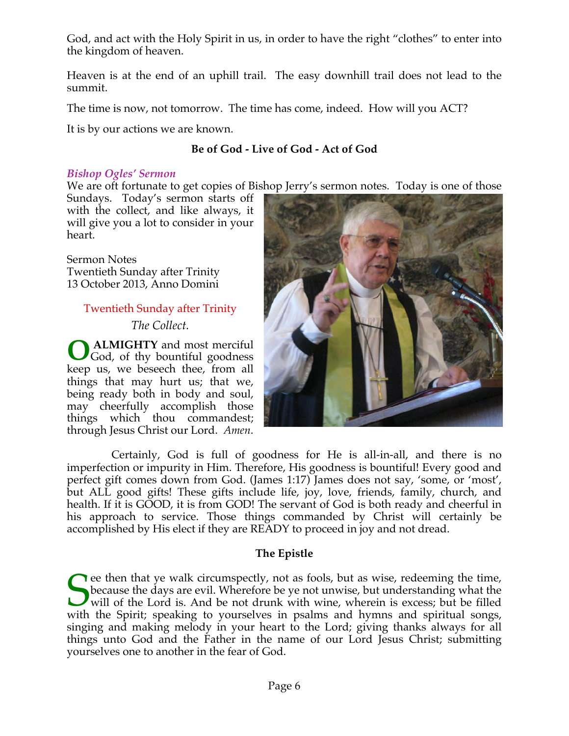God, and act with the Holy Spirit in us, in order to have the right "clothes" to enter into the kingdom of heaven.

Heaven is at the end of an uphill trail. The easy downhill trail does not lead to the summit.

The time is now, not tomorrow. The time has come, indeed. How will you ACT?

It is by our actions we are known.

**Be of God - Live of God - Act of God**

### *Bishop Ogles' Sermon*

We are oft fortunate to get copies of Bishop Jerry's sermon notes. Today is one of those Sundays. Today's sermon starts off with the collect, and like always, it will give you a lot to consider in your heart.

Sermon Notes
Twentieth Sunday after Trinity
13 October 2013, Anno Domini

Twentieth Sunday after Trinity

*The Collect.*

O **ALMIGHTY** and most merciful God, of thy bountiful goodness keep us, we beseech thee, from all things that may hurt us; that we, being ready both in body and soul, may cheerfully accomplish those things which thou commandest; through Jesus Christ our Lord. *Amen*.

Certainly, God is full of goodness for He is all-in-all, and there is no imperfection or impurity in Him. Therefore, His goodness is bountiful! Every good and perfect gift comes down from God. (James 1:17) James does not say, 'some, or 'most', but ALL good gifts! These gifts include life, joy, love, friends, family, church, and health. If it is GOOD, it is from GOD! The servant of God is both ready and cheerful in his approach to service. Those things commanded by Christ will certainly be accomplished by His elect if they are READY to proceed in joy and not dread.

**The Epistle**

See then that ye walk circumspectly, not as fools, but as wise, redeeming the time, because the days are evil. Wherefore be ye not unwise, but understanding what the will of the Lord is. And be not drunk with wine, wherein is excess; but be filled with the Spirit; speaking to yourselves in psalms and hymns and spiritual songs, singing and making melody in your heart to the Lord; giving thanks always for all things unto God and the Father in the name of our Lord Jesus Christ; submitting yourselves one to another in the fear of God.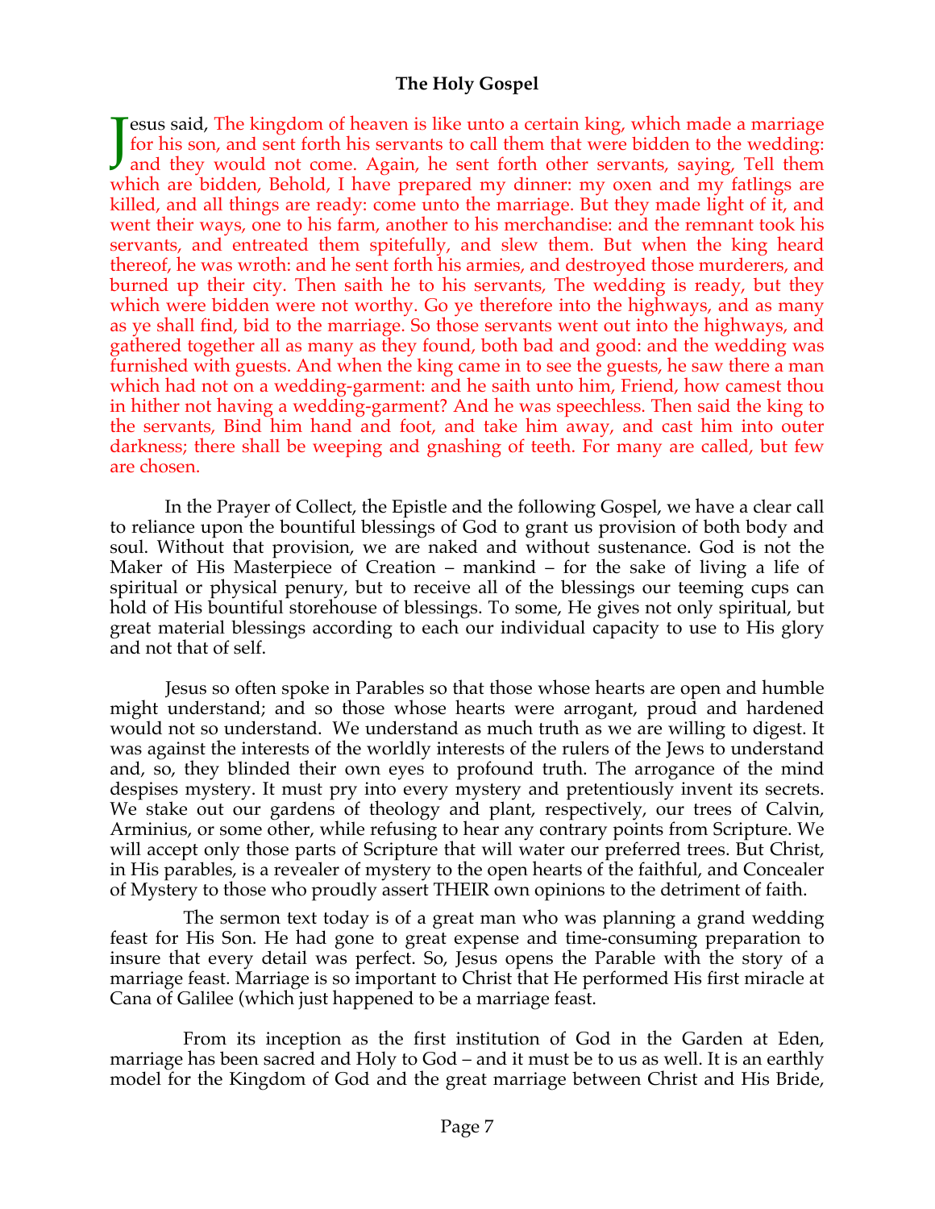## The Holy Gospel

Jesus said, The kingdom of heaven is like unto a certain king, which made a marriage for his son, and sent forth his servants to call them that were bidden to the wedding: and they would not come. Again, he sent forth other servants, saying, Tell them which are bidden, Behold, I have prepared my dinner: my oxen and my fatlings are killed, and all things are ready: come unto the marriage. But they made light of it, and went their ways, one to his farm, another to his merchandise: and the remnant took his servants, and entreated them spitefully, and slew them. But when the king heard thereof, he was wroth: and he sent forth his armies, and destroyed those murderers, and burned up their city. Then saith he to his servants, The wedding is ready, but they which were bidden were not worthy. Go ye therefore into the highways, and as many as ye shall find, bid to the marriage. So those servants went out into the highways, and gathered together all as many as they found, both bad and good: and the wedding was furnished with guests. And when the king came in to see the guests, he saw there a man which had not on a wedding-garment: and he saith unto him, Friend, how camest thou in hither not having a wedding-garment? And he was speechless. Then said the king to the servants, Bind him hand and foot, and take him away, and cast him into outer darkness; there shall be weeping and gnashing of teeth. For many are called, but few are chosen.

In the Prayer of Collect, the Epistle and the following Gospel, we have a clear call to reliance upon the bountiful blessings of God to grant us provision of both body and soul. Without that provision, we are naked and without sustenance. God is not the Maker of His Masterpiece of Creation – mankind – for the sake of living a life of spiritual or physical penury, but to receive all of the blessings our teeming cups can hold of His bountiful storehouse of blessings. To some, He gives not only spiritual, but great material blessings according to each our individual capacity to use to His glory and not that of self.

Jesus so often spoke in Parables so that those whose hearts are open and humble might understand; and so those whose hearts were arrogant, proud and hardened would not so understand. We understand as much truth as we are willing to digest. It was against the interests of the worldly interests of the rulers of the Jews to understand and, so, they blinded their own eyes to profound truth. The arrogance of the mind despises mystery. It must pry into every mystery and pretentiously invent its secrets. We stake out our gardens of theology and plant, respectively, our trees of Calvin, Arminius, or some other, while refusing to hear any contrary points from Scripture. We will accept only those parts of Scripture that will water our preferred trees. But Christ, in His parables, is a revealer of mystery to the open hearts of the faithful, and Concealer of Mystery to those who proudly assert THEIR own opinions to the detriment of faith.

The sermon text today is of a great man who was planning a grand wedding feast for His Son. He had gone to great expense and time-consuming preparation to insure that every detail was perfect. So, Jesus opens the Parable with the story of a marriage feast. Marriage is so important to Christ that He performed His first miracle at Cana of Galilee (which just happened to be a marriage feast.

From its inception as the first institution of God in the Garden at Eden, marriage has been sacred and Holy to God – and it must be to us as well. It is an earthly model for the Kingdom of God and the great marriage between Christ and His Bride,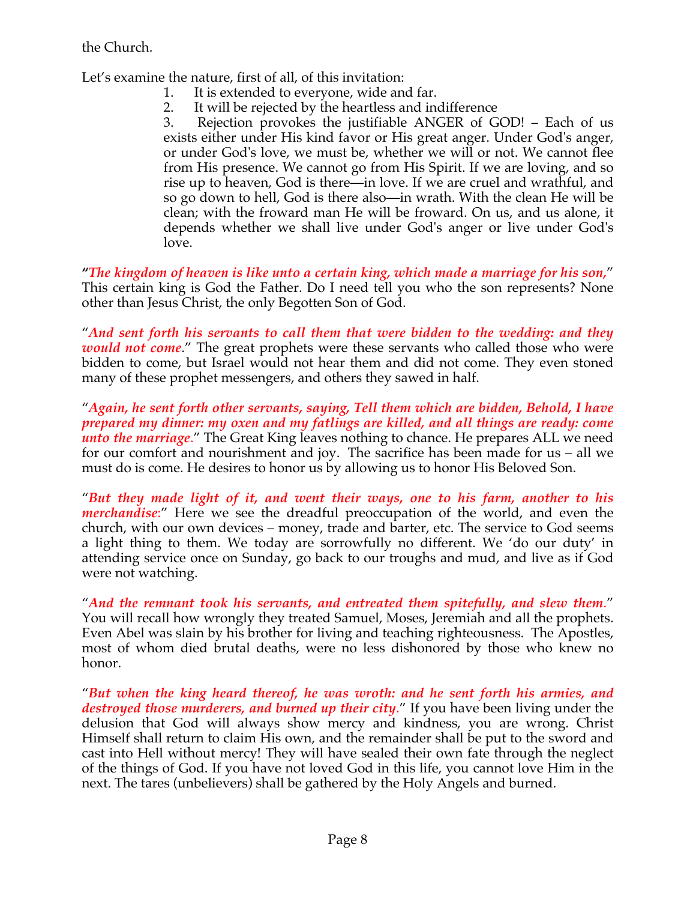the Church.

Let's examine the nature, first of all, of this invitation:

1. It is extended to everyone, wide and far.
2. It will be rejected by the heartless and indifference
3. Rejection provokes the justifiable ANGER of GOD! – Each of us exists either under His kind favor or His great anger. Under God's anger, or under God's love, we must be, whether we will or not. We cannot flee from His presence. We cannot go from His Spirit. If we are loving, and so rise up to heaven, God is there—in love. If we are cruel and wrathful, and so go down to hell, God is there also—in wrath. With the clean He will be clean; with the froward man He will be froward. On us, and us alone, it depends whether we shall live under God's anger or live under God's love.

"***The kingdom of heaven is like unto a certain king, which made a marriage for his son,***" This certain king is God the Father. Do I need tell you who the son represents? None other than Jesus Christ, the only Begotten Son of God.

"***And sent forth his servants to call them that were bidden to the wedding: and they would not come***." The great prophets were these servants who called those who were bidden to come, but Israel would not hear them and did not come. They even stoned many of these prophet messengers, and others they sawed in half.

"***Again, he sent forth other servants, saying, Tell them which are bidden, Behold, I have prepared my dinner: my oxen and my fatlings are killed, and all things are ready: come unto the marriage***." The Great King leaves nothing to chance. He prepares ALL we need for our comfort and nourishment and joy. The sacrifice has been made for us – all we must do is come. He desires to honor us by allowing us to honor His Beloved Son.

"***But they made light of it, and went their ways, one to his farm, another to his merchandise***:" Here we see the dreadful preoccupation of the world, and even the church, with our own devices – money, trade and barter, etc. The service to God seems a light thing to them. We today are sorrowfully no different. We 'do our duty' in attending service once on Sunday, go back to our troughs and mud, and live as if God were not watching.

"***And the remnant took his servants, and entreated them spitefully, and slew them***." You will recall how wrongly they treated Samuel, Moses, Jeremiah and all the prophets. Even Abel was slain by his brother for living and teaching righteousness. The Apostles, most of whom died brutal deaths, were no less dishonored by those who knew no honor.

"***But when the king heard thereof, he was wroth: and he sent forth his armies, and destroyed those murderers, and burned up their city***." If you have been living under the delusion that God will always show mercy and kindness, you are wrong. Christ Himself shall return to claim His own, and the remainder shall be put to the sword and cast into Hell without mercy! They will have sealed their own fate through the neglect of the things of God. If you have not loved God in this life, you cannot love Him in the next. The tares (unbelievers) shall be gathered by the Holy Angels and burned.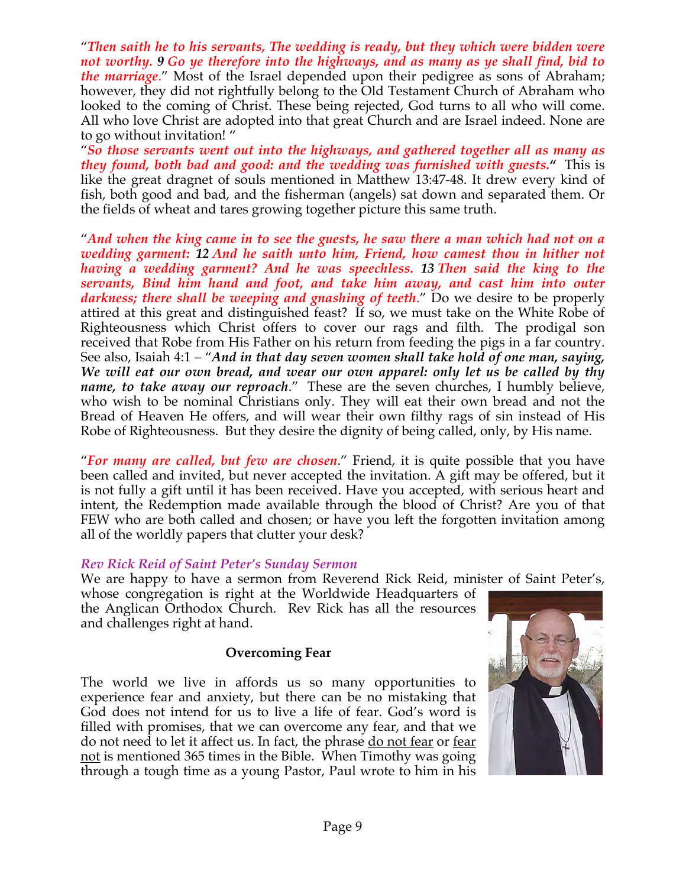"*Then saith he to his servants, The wedding is ready, but they which were bidden were not worthy. 9 Go ye therefore into the highways, and as many as ye shall find, bid to the marriage*." Most of the Israel depended upon their pedigree as sons of Abraham; however, they did not rightfully belong to the Old Testament Church of Abraham who looked to the coming of Christ. These being rejected, God turns to all who will come. All who love Christ are adopted into that great Church and are Israel indeed. None are to go without invitation! "

"*So those servants went out into the highways, and gathered together all as many as they found, both bad and good: and the wedding was furnished with guests.*" This is like the great dragnet of souls mentioned in Matthew 13:47-48. It drew every kind of fish, both good and bad, and the fisherman (angels) sat down and separated them. Or the fields of wheat and tares growing together picture this same truth.

"*And when the king came in to see the guests, he saw there a man which had not on a wedding garment: 12 And he saith unto him, Friend, how camest thou in hither not having a wedding garment? And he was speechless. 13 Then said the king to the servants, Bind him hand and foot, and take him away, and cast him into outer darkness; there shall be weeping and gnashing of teeth*." Do we desire to be properly attired at this great and distinguished feast? If so, we must take on the White Robe of Righteousness which Christ offers to cover our rags and filth. The prodigal son received that Robe from His Father on his return from feeding the pigs in a far country. See also, Isaiah 4:1 – "***And in that day seven women shall take hold of one man, saying, We will eat our own bread, and wear our own apparel: only let us be called by thy name, to take away our reproach***." These are the seven churches, I humbly believe, who wish to be nominal Christians only. They will eat their own bread and not the Bread of Heaven He offers, and will wear their own filthy rags of sin instead of His Robe of Righteousness. But they desire the dignity of being called, only, by His name.

"*For many are called, but few are chosen*." Friend, it is quite possible that you have been called and invited, but never accepted the invitation. A gift may be offered, but it is not fully a gift until it has been received. Have you accepted, with serious heart and intent, the Redemption made available through the blood of Christ? Are you of that FEW who are both called and chosen; or have you left the forgotten invitation among all of the worldly papers that clutter your desk?

*Rev Rick Reid of Saint Peter's Sunday Sermon*

We are happy to have a sermon from Reverend Rick Reid, minister of Saint Peter's, whose congregation is right at the Worldwide Headquarters of the Anglican Orthodox Church. Rev Rick has all the resources and challenges right at hand.

**Overcoming Fear**

The world we live in affords us so many opportunities to experience fear and anxiety, but there can be no mistaking that God does not intend for us to live a life of fear. God's word is filled with promises, that we can overcome any fear, and that we do not need to let it affect us. In fact, the phrase do not fear or fear not is mentioned 365 times in the Bible. When Timothy was going through a tough time as a young Pastor, Paul wrote to him in his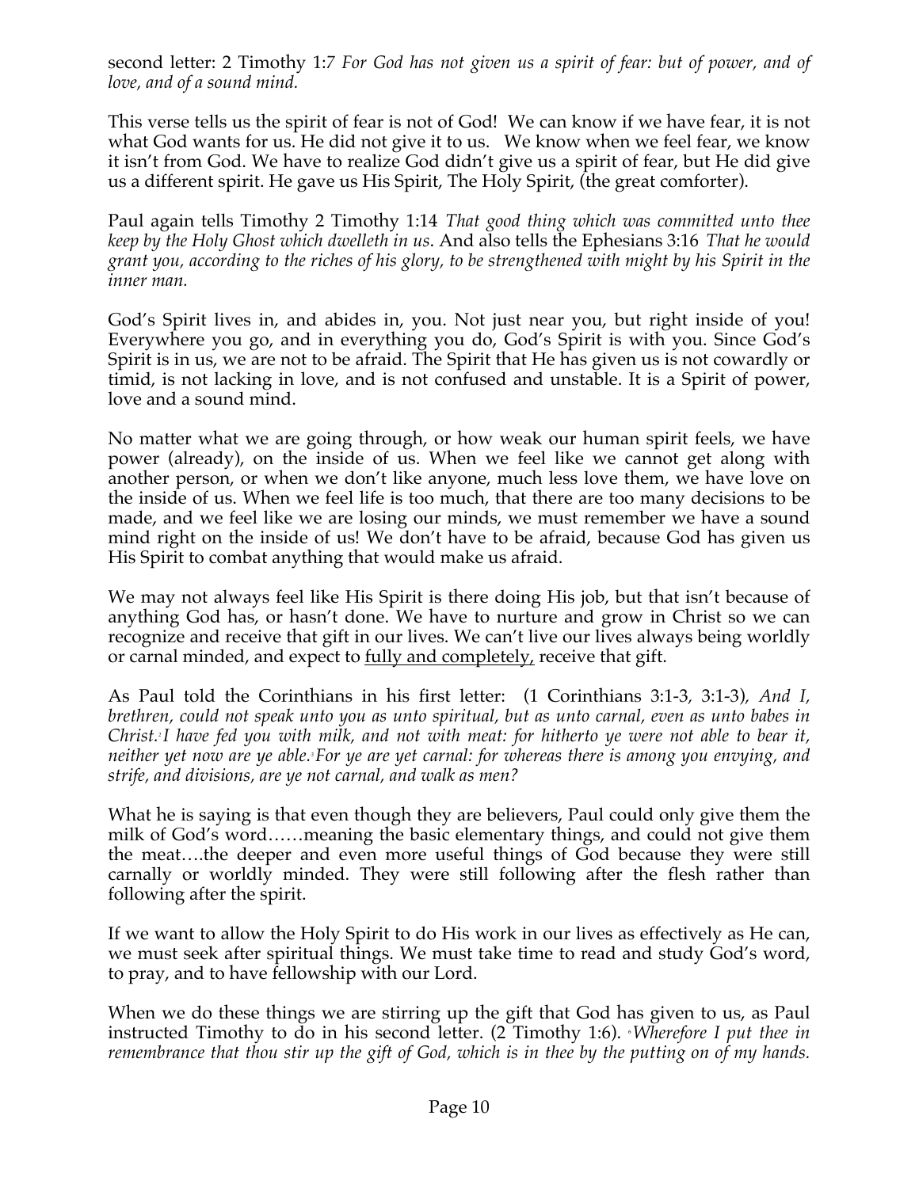second letter: 2 Timothy 1:*7 For God has not given us a spirit of fear: but of power, and of love, and of a sound mind.*

This verse tells us the spirit of fear is not of God! We can know if we have fear, it is not what God wants for us. He did not give it to us. We know when we feel fear, we know it isn't from God. We have to realize God didn't give us a spirit of fear, but He did give us a different spirit. He gave us His Spirit, The Holy Spirit, (the great comforter).

Paul again tells Timothy 2 Timothy 1:14 *That good thing which was committed unto thee keep by the Holy Ghost which dwelleth in us*. And also tells the Ephesians 3:16 *That he would grant you, according to the riches of his glory, to be strengthened with might by his Spirit in the inner man.*

God's Spirit lives in, and abides in, you. Not just near you, but right inside of you! Everywhere you go, and in everything you do, God's Spirit is with you. Since God's Spirit is in us, we are not to be afraid. The Spirit that He has given us is not cowardly or timid, is not lacking in love, and is not confused and unstable. It is a Spirit of power, love and a sound mind.

No matter what we are going through, or how weak our human spirit feels, we have power (already), on the inside of us. When we feel like we cannot get along with another person, or when we don't like anyone, much less love them, we have love on the inside of us. When we feel life is too much, that there are too many decisions to be made, and we feel like we are losing our minds, we must remember we have a sound mind right on the inside of us! We don't have to be afraid, because God has given us His Spirit to combat anything that would make us afraid.

We may not always feel like His Spirit is there doing His job, but that isn't because of anything God has, or hasn't done. We have to nurture and grow in Christ so we can recognize and receive that gift in our lives. We can't live our lives always being worldly or carnal minded, and expect to <u>fully and completely,</u> receive that gift.

As Paul told the Corinthians in his first letter: (1 Corinthians 3:1-3, 3:1-3), *And I, brethren, could not speak unto you as unto spiritual, but as unto carnal, even as unto babes in Christ.[2] I have fed you with milk, and not with meat: for hitherto ye were not able to bear it, neither yet now are ye able.[3] For ye are yet carnal: for whereas there is among you envying, and strife, and divisions, are ye not carnal, and walk as men?*

What he is saying is that even though they are believers, Paul could only give them the milk of God's word……meaning the basic elementary things, and could not give them the meat….the deeper and even more useful things of God because they were still carnally or worldly minded. They were still following after the flesh rather than following after the spirit.

If we want to allow the Holy Spirit to do His work in our lives as effectively as He can, we must seek after spiritual things. We must take time to read and study God's word, to pray, and to have fellowship with our Lord.

When we do these things we are stirring up the gift that God has given to us, as Paul instructed Timothy to do in his second letter. (2 Timothy 1:6). [6] *Wherefore I put thee in remembrance that thou stir up the gift of God, which is in thee by the putting on of my hands.*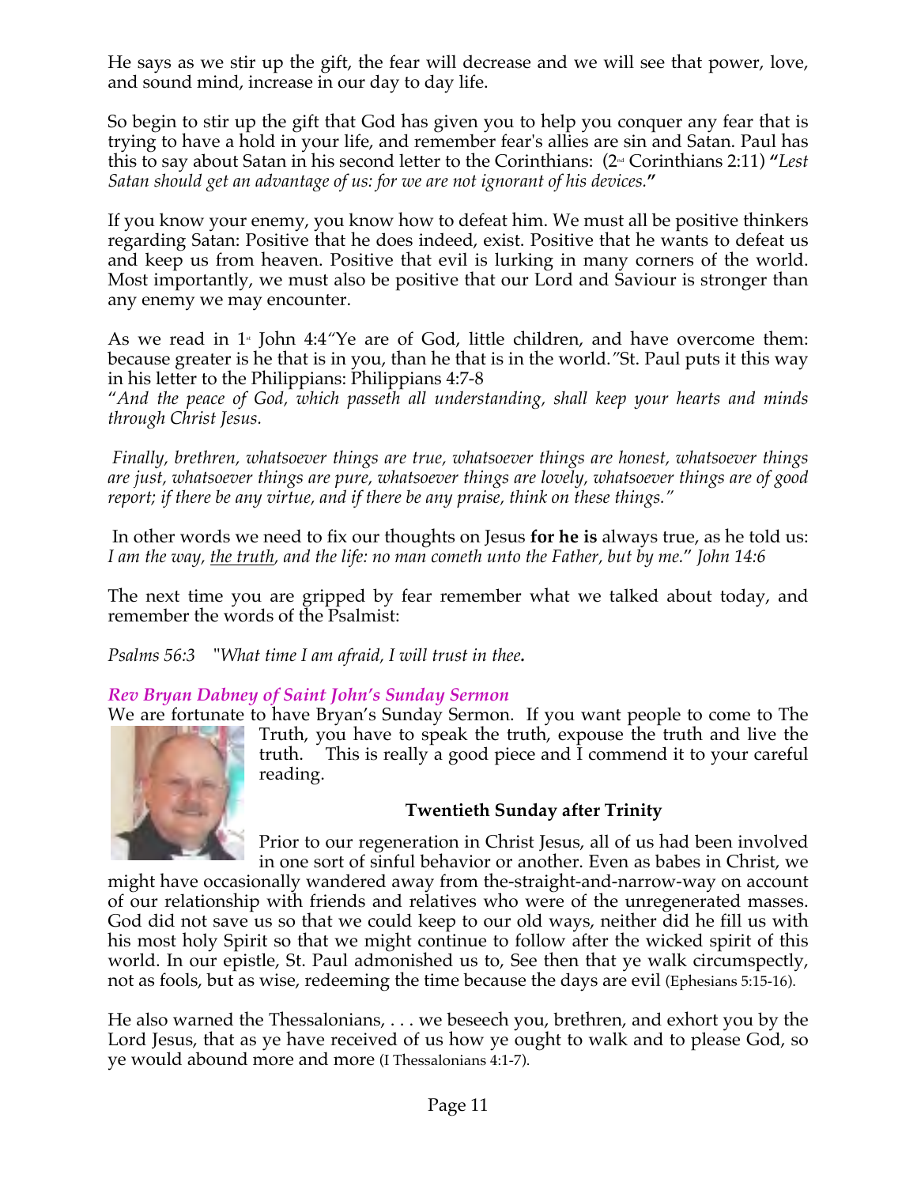He says as we stir up the gift, the fear will decrease and we will see that power, love, and sound mind, increase in our day to day life.

So begin to stir up the gift that God has given you to help you conquer any fear that is trying to have a hold in your life, and remember fear's allies are sin and Satan. Paul has this to say about Satan in his second letter to the Corinthians: (2nd Corinthians 2:11) **"***Lest Satan should get an advantage of us: for we are not ignorant of his devices.***"**

If you know your enemy, you know how to defeat him. We must all be positive thinkers regarding Satan: Positive that he does indeed, exist. Positive that he wants to defeat us and keep us from heaven. Positive that evil is lurking in many corners of the world. Most importantly, we must also be positive that our Lord and Saviour is stronger than any enemy we may encounter.

As we read in 1st John 4:4"Ye are of God, little children, and have overcome them: because greater is he that is in you, than he that is in the world."St. Paul puts it this way in his letter to the Philippians: Philippians 4:7-8

"*And the peace of God, which passeth all understanding, shall keep your hearts and minds through Christ Jesus.*

*Finally, brethren, whatsoever things are true, whatsoever things are honest, whatsoever things are just, whatsoever things are pure, whatsoever things are lovely, whatsoever things are of good report; if there be any virtue, and if there be any praise, think on these things."*

In other words we need to fix our thoughts on Jesus **for he is** always true, as he told us: *I am the way, <u>the truth</u>, and the life: no man cometh unto the Father, but by me." John 14:6*

The next time you are gripped by fear remember what we talked about today, and remember the words of the Psalmist:

*Psalms 56:3 "What time I am afraid, I will trust in thee.*

### *Rev Bryan Dabney of Saint John's Sunday Sermon*

We are fortunate to have Bryan's Sunday Sermon. If you want people to come to The Truth, you have to speak the truth, expouse the truth and live the truth. This is really a good piece and I commend it to your careful reading.

**Twentieth Sunday after Trinity**

Prior to our regeneration in Christ Jesus, all of us had been involved in one sort of sinful behavior or another. Even as babes in Christ, we might have occasionally wandered away from the-straight-and-narrow-way on account of our relationship with friends and relatives who were of the unregenerated masses. God did not save us so that we could keep to our old ways, neither did he fill us with his most holy Spirit so that we might continue to follow after the wicked spirit of this world. In our epistle, St. Paul admonished us to, See then that ye walk circumspectly, not as fools, but as wise, redeeming the time because the days are evil (Ephesians 5:15-16).

He also warned the Thessalonians, . . . we beseech you, brethren, and exhort you by the Lord Jesus, that as ye have received of us how ye ought to walk and to please God, so ye would abound more and more (I Thessalonians 4:1-7).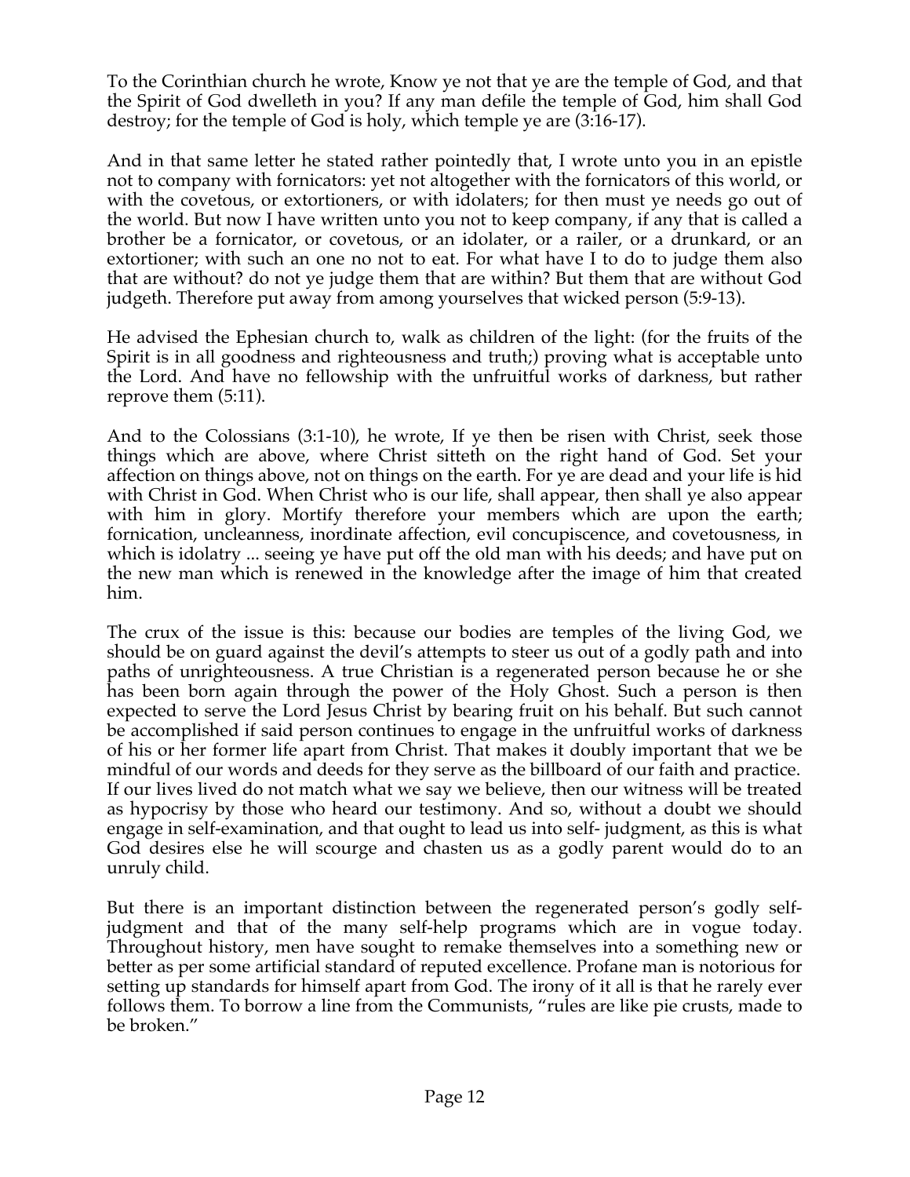To the Corinthian church he wrote, Know ye not that ye are the temple of God, and that the Spirit of God dwelleth in you? If any man defile the temple of God, him shall God destroy; for the temple of God is holy, which temple ye are (3:16-17).

And in that same letter he stated rather pointedly that, I wrote unto you in an epistle not to company with fornicators: yet not altogether with the fornicators of this world, or with the covetous, or extortioners, or with idolaters; for then must ye needs go out of the world. But now I have written unto you not to keep company, if any that is called a brother be a fornicator, or covetous, or an idolater, or a railer, or a drunkard, or an extortioner; with such an one no not to eat. For what have I to do to judge them also that are without? do not ye judge them that are within? But them that are without God judgeth. Therefore put away from among yourselves that wicked person (5:9-13).

He advised the Ephesian church to, walk as children of the light: (for the fruits of the Spirit is in all goodness and righteousness and truth;) proving what is acceptable unto the Lord. And have no fellowship with the unfruitful works of darkness, but rather reprove them (5:11).

And to the Colossians (3:1-10), he wrote, If ye then be risen with Christ, seek those things which are above, where Christ sitteth on the right hand of God. Set your affection on things above, not on things on the earth. For ye are dead and your life is hid with Christ in God. When Christ who is our life, shall appear, then shall ye also appear with him in glory. Mortify therefore your members which are upon the earth; fornication, uncleanness, inordinate affection, evil concupiscence, and covetousness, in which is idolatry ... seeing ye have put off the old man with his deeds; and have put on the new man which is renewed in the knowledge after the image of him that created him.

The crux of the issue is this: because our bodies are temples of the living God, we should be on guard against the devil's attempts to steer us out of a godly path and into paths of unrighteousness. A true Christian is a regenerated person because he or she has been born again through the power of the Holy Ghost. Such a person is then expected to serve the Lord Jesus Christ by bearing fruit on his behalf. But such cannot be accomplished if said person continues to engage in the unfruitful works of darkness of his or her former life apart from Christ. That makes it doubly important that we be mindful of our words and deeds for they serve as the billboard of our faith and practice. If our lives lived do not match what we say we believe, then our witness will be treated as hypocrisy by those who heard our testimony. And so, without a doubt we should engage in self-examination, and that ought to lead us into self- judgment, as this is what God desires else he will scourge and chasten us as a godly parent would do to an unruly child.

But there is an important distinction between the regenerated person's godly self-judgment and that of the many self-help programs which are in vogue today. Throughout history, men have sought to remake themselves into a something new or better as per some artificial standard of reputed excellence. Profane man is notorious for setting up standards for himself apart from God. The irony of it all is that he rarely ever follows them. To borrow a line from the Communists, "rules are like pie crusts, made to be broken."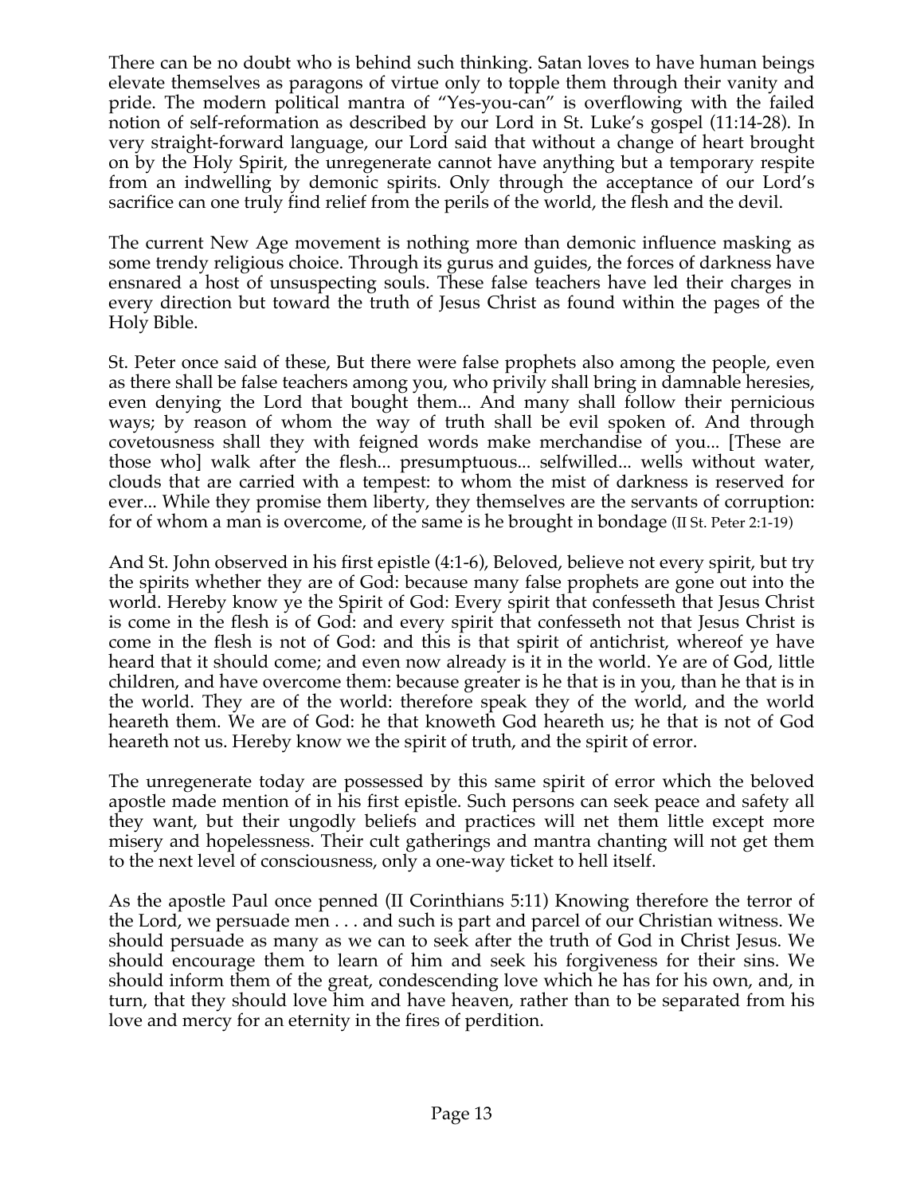There can be no doubt who is behind such thinking. Satan loves to have human beings elevate themselves as paragons of virtue only to topple them through their vanity and pride. The modern political mantra of "Yes-you-can" is overflowing with the failed notion of self-reformation as described by our Lord in St. Luke's gospel (11:14-28). In very straight-forward language, our Lord said that without a change of heart brought on by the Holy Spirit, the unregenerate cannot have anything but a temporary respite from an indwelling by demonic spirits. Only through the acceptance of our Lord's sacrifice can one truly find relief from the perils of the world, the flesh and the devil.

The current New Age movement is nothing more than demonic influence masking as some trendy religious choice. Through its gurus and guides, the forces of darkness have ensnared a host of unsuspecting souls. These false teachers have led their charges in every direction but toward the truth of Jesus Christ as found within the pages of the Holy Bible.

St. Peter once said of these, But there were false prophets also among the people, even as there shall be false teachers among you, who privily shall bring in damnable heresies, even denying the Lord that bought them... And many shall follow their pernicious ways; by reason of whom the way of truth shall be evil spoken of. And through covetousness shall they with feigned words make merchandise of you... [These are those who] walk after the flesh... presumptuous... selfwilled... wells without water, clouds that are carried with a tempest: to whom the mist of darkness is reserved for ever... While they promise them liberty, they themselves are the servants of corruption: for of whom a man is overcome, of the same is he brought in bondage (II St. Peter 2:1-19)

And St. John observed in his first epistle (4:1-6), Beloved, believe not every spirit, but try the spirits whether they are of God: because many false prophets are gone out into the world. Hereby know ye the Spirit of God: Every spirit that confesseth that Jesus Christ is come in the flesh is of God: and every spirit that confesseth not that Jesus Christ is come in the flesh is not of God: and this is that spirit of antichrist, whereof ye have heard that it should come; and even now already is it in the world. Ye are of God, little children, and have overcome them: because greater is he that is in you, than he that is in the world. They are of the world: therefore speak they of the world, and the world heareth them. We are of God: he that knoweth God heareth us; he that is not of God heareth not us. Hereby know we the spirit of truth, and the spirit of error.

The unregenerate today are possessed by this same spirit of error which the beloved apostle made mention of in his first epistle. Such persons can seek peace and safety all they want, but their ungodly beliefs and practices will net them little except more misery and hopelessness. Their cult gatherings and mantra chanting will not get them to the next level of consciousness, only a one-way ticket to hell itself.

As the apostle Paul once penned (II Corinthians 5:11) Knowing therefore the terror of the Lord, we persuade men . . . and such is part and parcel of our Christian witness. We should persuade as many as we can to seek after the truth of God in Christ Jesus. We should encourage them to learn of him and seek his forgiveness for their sins. We should inform them of the great, condescending love which he has for his own, and, in turn, that they should love him and have heaven, rather than to be separated from his love and mercy for an eternity in the fires of perdition.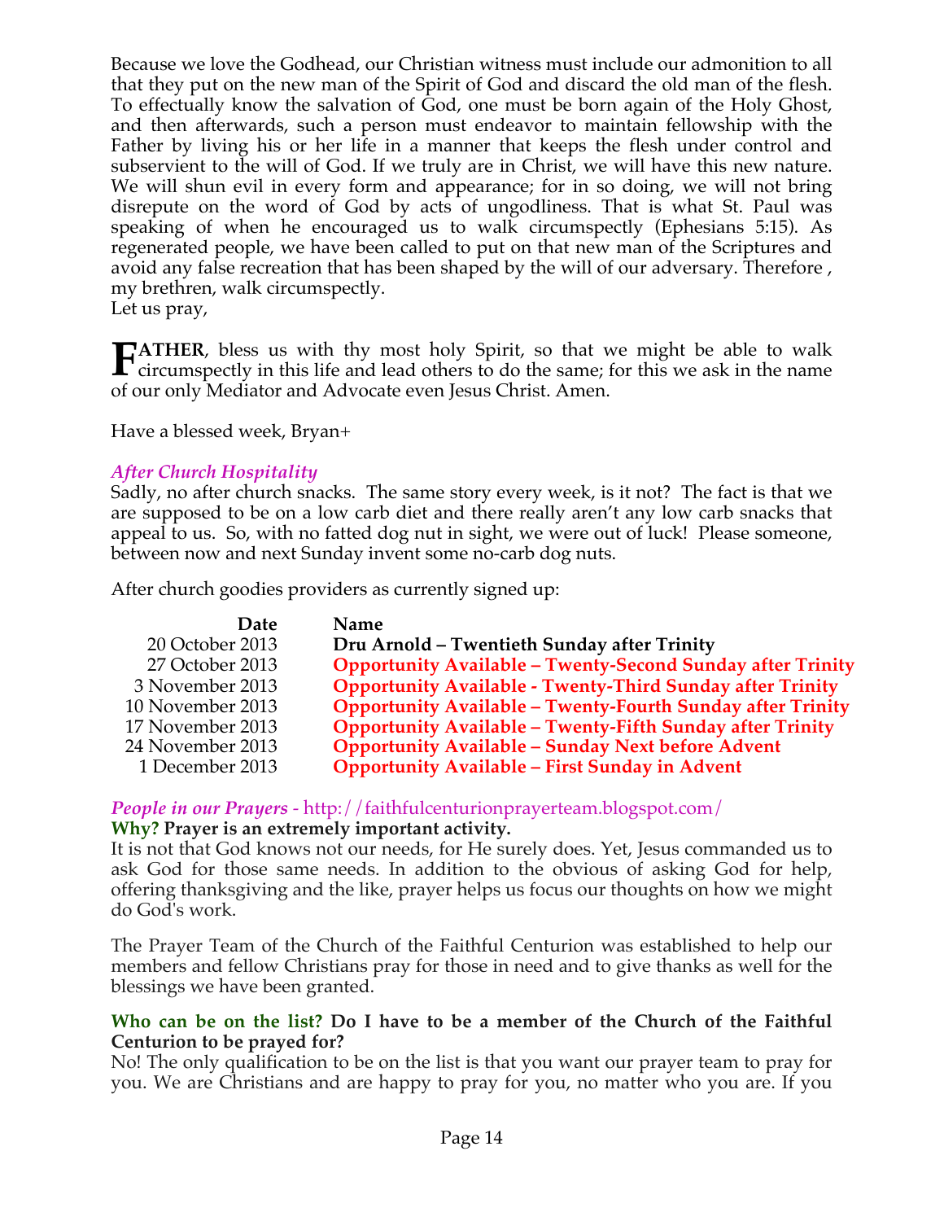Because we love the Godhead, our Christian witness must include our admonition to all that they put on the new man of the Spirit of God and discard the old man of the flesh. To effectually know the salvation of God, one must be born again of the Holy Ghost, and then afterwards, such a person must endeavor to maintain fellowship with the Father by living his or her life in a manner that keeps the flesh under control and subservient to the will of God. If we truly are in Christ, we will have this new nature. We will shun evil in every form and appearance; for in so doing, we will not bring disrepute on the word of God by acts of ungodliness. That is what St. Paul was speaking of when he encouraged us to walk circumspectly (Ephesians 5:15). As regenerated people, we have been called to put on that new man of the Scriptures and avoid any false recreation that has been shaped by the will of our adversary. Therefore , my brethren, walk circumspectly.
Let us pray,

**FATHER**, bless us with thy most holy Spirit, so that we might be able to walk circumspectly in this life and lead others to do the same; for this we ask in the name of our only Mediator and Advocate even Jesus Christ. Amen.

Have a blessed week, Bryan+

### *After Church Hospitality*

Sadly, no after church snacks. The same story every week, is it not? The fact is that we are supposed to be on a low carb diet and there really aren't any low carb snacks that appeal to us. So, with no fatted dog nut in sight, we were out of luck! Please someone, between now and next Sunday invent some no-carb dog nuts.

After church goodies providers as currently signed up:

| Date | Name |
|---:|---|
| 20 October 2013 | **Dru Arnold – Twentieth Sunday after Trinity** |
| 27 October 2013 | **Opportunity Available – Twenty-Second Sunday after Trinity** |
| 3 November 2013 | **Opportunity Available - Twenty-Third Sunday after Trinity** |
| 10 November 2013 | **Opportunity Available – Twenty-Fourth Sunday after Trinity** |
| 17 November 2013 | **Opportunity Available – Twenty-Fifth Sunday after Trinity** |
| 24 November 2013 | **Opportunity Available – Sunday Next before Advent** |
| 1 December 2013 | **Opportunity Available – First Sunday in Advent** |

### *People in our Prayers* - http://faithfulcenturionprayerteam.blogspot.com/

**Why? Prayer is an extremely important activity.**

It is not that God knows not our needs, for He surely does. Yet, Jesus commanded us to ask God for those same needs. In addition to the obvious of asking God for help, offering thanksgiving and the like, prayer helps us focus our thoughts on how we might do God's work.

The Prayer Team of the Church of the Faithful Centurion was established to help our members and fellow Christians pray for those in need and to give thanks as well for the blessings we have been granted.

**Who can be on the list? Do I have to be a member of the Church of the Faithful Centurion to be prayed for?**

No! The only qualification to be on the list is that you want our prayer team to pray for you. We are Christians and are happy to pray for you, no matter who you are. If you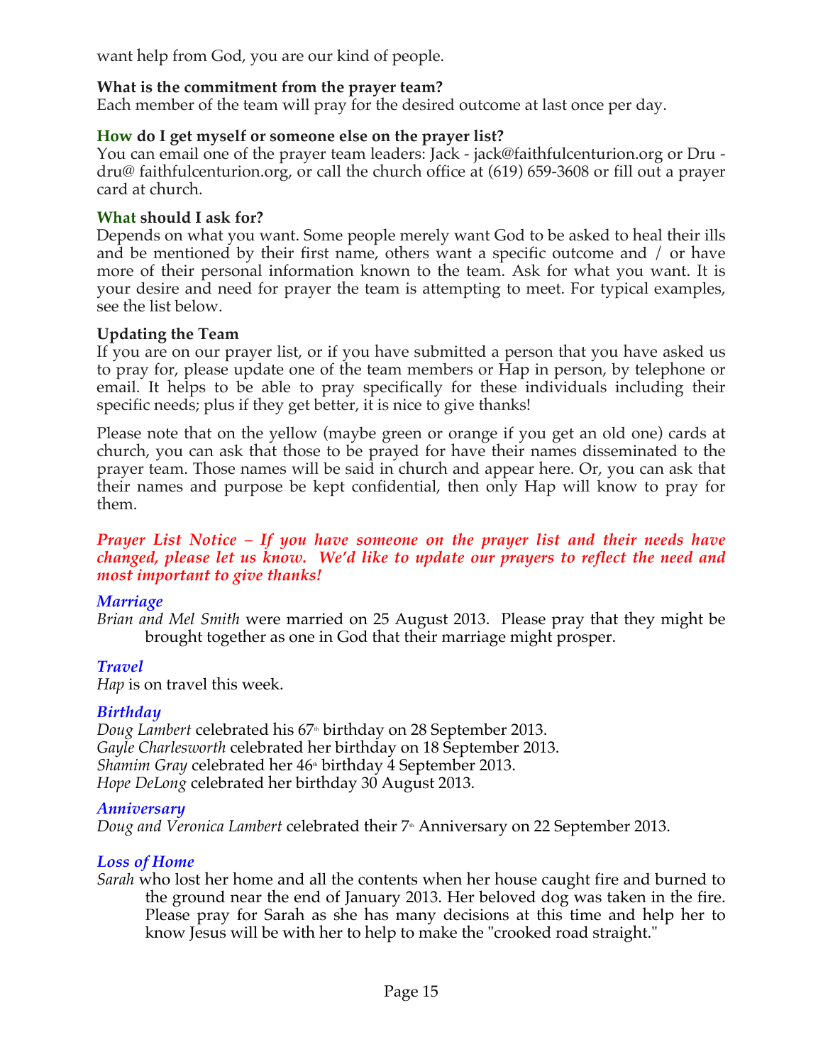want help from God, you are our kind of people.

**What is the commitment from the prayer team?**
Each member of the team will pray for the desired outcome at last once per day.

**How do I get myself or someone else on the prayer list?**
You can email one of the prayer team leaders: Jack - jack@faithfulcenturion.org or Dru - dru@ faithfulcenturion.org, or call the church office at (619) 659-3608 or fill out a prayer card at church.

**What should I ask for?**
Depends on what you want. Some people merely want God to be asked to heal their ills and be mentioned by their first name, others want a specific outcome and / or have more of their personal information known to the team. Ask for what you want. It is your desire and need for prayer the team is attempting to meet. For typical examples, see the list below.

**Updating the Team**
If you are on our prayer list, or if you have submitted a person that you have asked us to pray for, please update one of the team members or Hap in person, by telephone or email. It helps to be able to pray specifically for these individuals including their specific needs; plus if they get better, it is nice to give thanks!

Please note that on the yellow (maybe green or orange if you get an old one) cards at church, you can ask that those to be prayed for have their names disseminated to the prayer team. Those names will be said in church and appear here. Or, you can ask that their names and purpose be kept confidential, then only Hap will know to pray for them.

***Prayer List Notice – If you have someone on the prayer list and their needs have changed, please let us know. We'd like to update our prayers to reflect the need and most important to give thanks!***

***Marriage***
*Brian and Mel Smith* were married on 25 August 2013. Please pray that they might be brought together as one in God that their marriage might prosper.

***Travel***
*Hap* is on travel this week.

***Birthday***
*Doug Lambert* celebrated his 67th birthday on 28 September 2013.
*Gayle Charlesworth* celebrated her birthday on 18 September 2013.
*Shamim Gray* celebrated her 46th birthday 4 September 2013.
*Hope DeLong* celebrated her birthday 30 August 2013.

***Anniversary***
*Doug and Veronica Lambert* celebrated their 7th Anniversary on 22 September 2013.

***Loss of Home***
*Sarah* who lost her home and all the contents when her house caught fire and burned to the ground near the end of January 2013. Her beloved dog was taken in the fire. Please pray for Sarah as she has many decisions at this time and help her to know Jesus will be with her to help to make the "crooked road straight."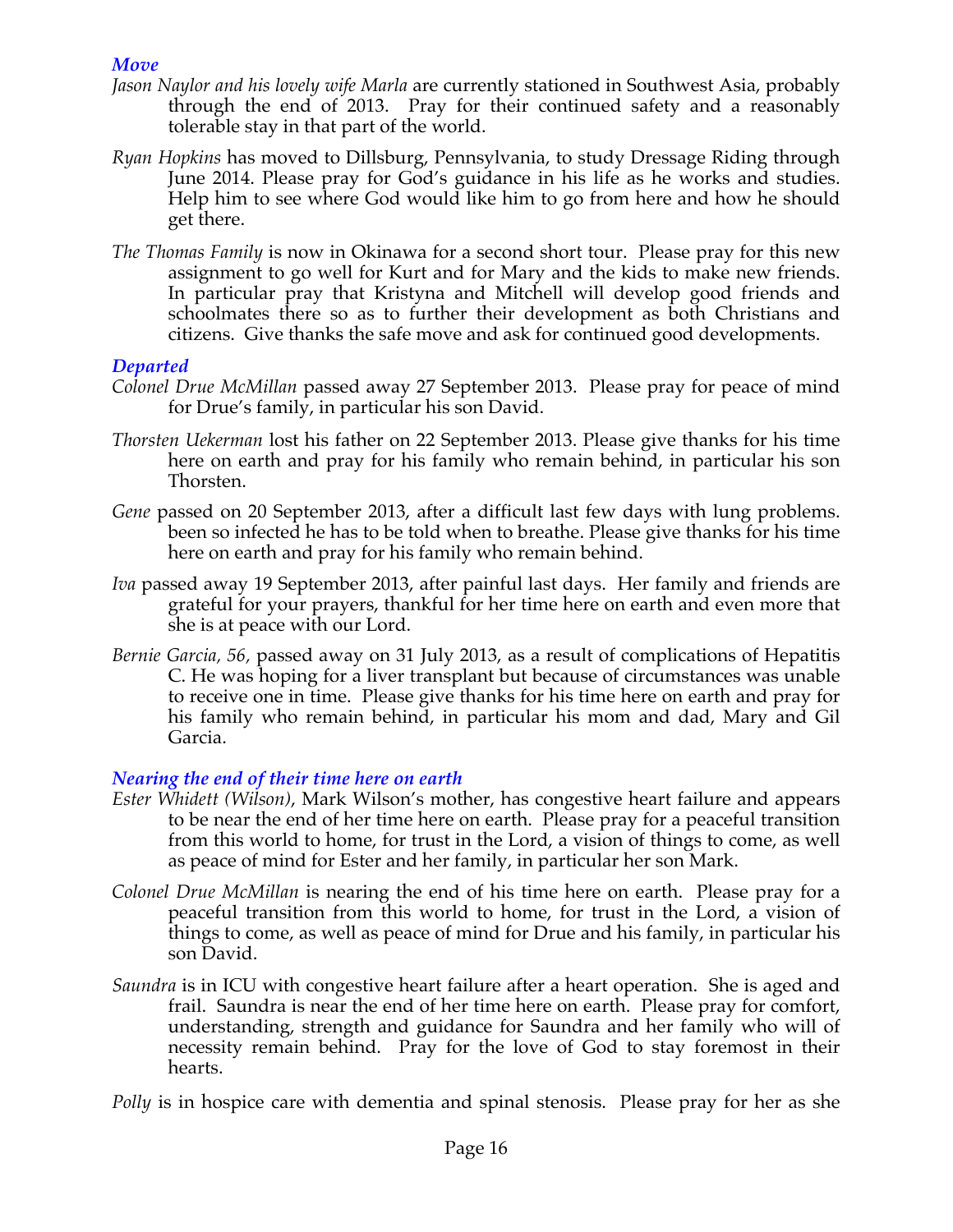### *Move*

*Jason Naylor and his lovely wife Marla* are currently stationed in Southwest Asia, probably through the end of 2013. Pray for their continued safety and a reasonably tolerable stay in that part of the world.

*Ryan Hopkins* has moved to Dillsburg, Pennsylvania, to study Dressage Riding through June 2014. Please pray for God's guidance in his life as he works and studies. Help him to see where God would like him to go from here and how he should get there.

*The Thomas Family* is now in Okinawa for a second short tour. Please pray for this new assignment to go well for Kurt and for Mary and the kids to make new friends. In particular pray that Kristyna and Mitchell will develop good friends and schoolmates there so as to further their development as both Christians and citizens. Give thanks the safe move and ask for continued good developments.

### *Departed*

*Colonel Drue McMillan* passed away 27 September 2013. Please pray for peace of mind for Drue's family, in particular his son David.

*Thorsten Uekerman* lost his father on 22 September 2013. Please give thanks for his time here on earth and pray for his family who remain behind, in particular his son Thorsten.

*Gene* passed on 20 September 2013, after a difficult last few days with lung problems. been so infected he has to be told when to breathe. Please give thanks for his time here on earth and pray for his family who remain behind.

*Iva* passed away 19 September 2013, after painful last days. Her family and friends are grateful for your prayers, thankful for her time here on earth and even more that she is at peace with our Lord.

*Bernie Garcia, 56,* passed away on 31 July 2013, as a result of complications of Hepatitis C. He was hoping for a liver transplant but because of circumstances was unable to receive one in time. Please give thanks for his time here on earth and pray for his family who remain behind, in particular his mom and dad, Mary and Gil Garcia.

### *Nearing the end of their time here on earth*

*Ester Whidett (Wilson)*, Mark Wilson's mother, has congestive heart failure and appears to be near the end of her time here on earth. Please pray for a peaceful transition from this world to home, for trust in the Lord, a vision of things to come, as well as peace of mind for Ester and her family, in particular her son Mark.

*Colonel Drue McMillan* is nearing the end of his time here on earth. Please pray for a peaceful transition from this world to home, for trust in the Lord, a vision of things to come, as well as peace of mind for Drue and his family, in particular his son David.

*Saundra* is in ICU with congestive heart failure after a heart operation. She is aged and frail. Saundra is near the end of her time here on earth. Please pray for comfort, understanding, strength and guidance for Saundra and her family who will of necessity remain behind. Pray for the love of God to stay foremost in their hearts.

*Polly* is in hospice care with dementia and spinal stenosis. Please pray for her as she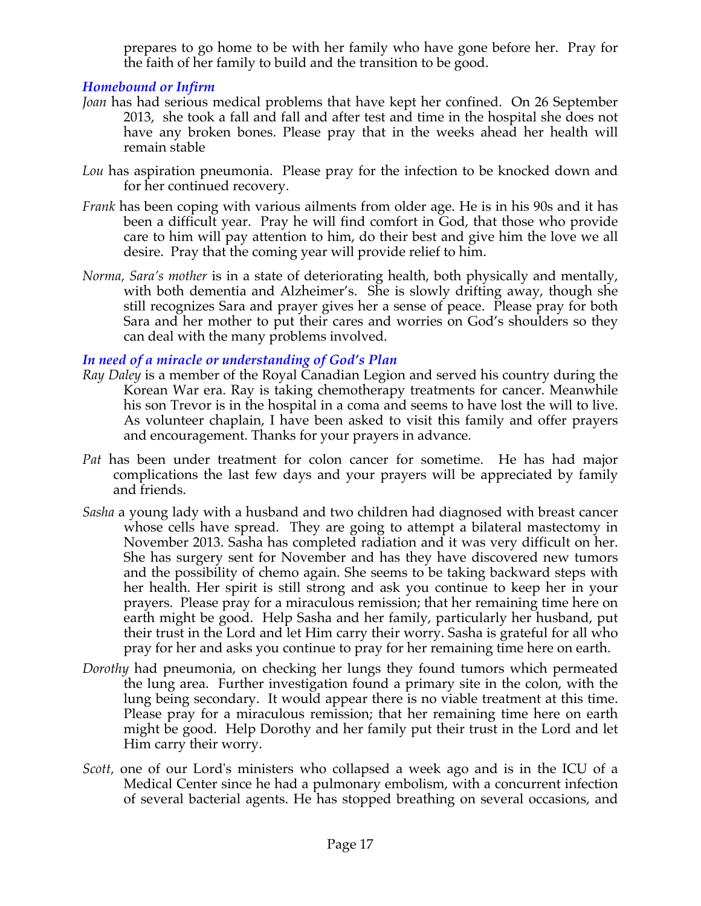prepares to go home to be with her family who have gone before her. Pray for the faith of her family to build and the transition to be good.

### *Homebound or Infirm*

*Joan* has had serious medical problems that have kept her confined. On 26 September 2013, she took a fall and fall and after test and time in the hospital she does not have any broken bones. Please pray that in the weeks ahead her health will remain stable

*Lou* has aspiration pneumonia. Please pray for the infection to be knocked down and for her continued recovery.

*Frank* has been coping with various ailments from older age. He is in his 90s and it has been a difficult year. Pray he will find comfort in God, that those who provide care to him will pay attention to him, do their best and give him the love we all desire. Pray that the coming year will provide relief to him.

*Norma, Sara's mother* is in a state of deteriorating health, both physically and mentally, with both dementia and Alzheimer's. She is slowly drifting away, though she still recognizes Sara and prayer gives her a sense of peace. Please pray for both Sara and her mother to put their cares and worries on God's shoulders so they can deal with the many problems involved.

### *In need of a miracle or understanding of God's Plan*

*Ray Daley* is a member of the Royal Canadian Legion and served his country during the Korean War era. Ray is taking chemotherapy treatments for cancer. Meanwhile his son Trevor is in the hospital in a coma and seems to have lost the will to live. As volunteer chaplain, I have been asked to visit this family and offer prayers and encouragement. Thanks for your prayers in advance.

*Pat* has been under treatment for colon cancer for sometime. He has had major complications the last few days and your prayers will be appreciated by family and friends.

*Sasha* a young lady with a husband and two children had diagnosed with breast cancer whose cells have spread. They are going to attempt a bilateral mastectomy in November 2013. Sasha has completed radiation and it was very difficult on her. She has surgery sent for November and has they have discovered new tumors and the possibility of chemo again. She seems to be taking backward steps with her health. Her spirit is still strong and ask you continue to keep her in your prayers. Please pray for a miraculous remission; that her remaining time here on earth might be good. Help Sasha and her family, particularly her husband, put their trust in the Lord and let Him carry their worry. Sasha is grateful for all who pray for her and asks you continue to pray for her remaining time here on earth.

*Dorothy* had pneumonia, on checking her lungs they found tumors which permeated the lung area. Further investigation found a primary site in the colon, with the lung being secondary. It would appear there is no viable treatment at this time. Please pray for a miraculous remission; that her remaining time here on earth might be good. Help Dorothy and her family put their trust in the Lord and let Him carry their worry.

*Scott,* one of our Lord's ministers who collapsed a week ago and is in the ICU of a Medical Center since he had a pulmonary embolism, with a concurrent infection of several bacterial agents. He has stopped breathing on several occasions, and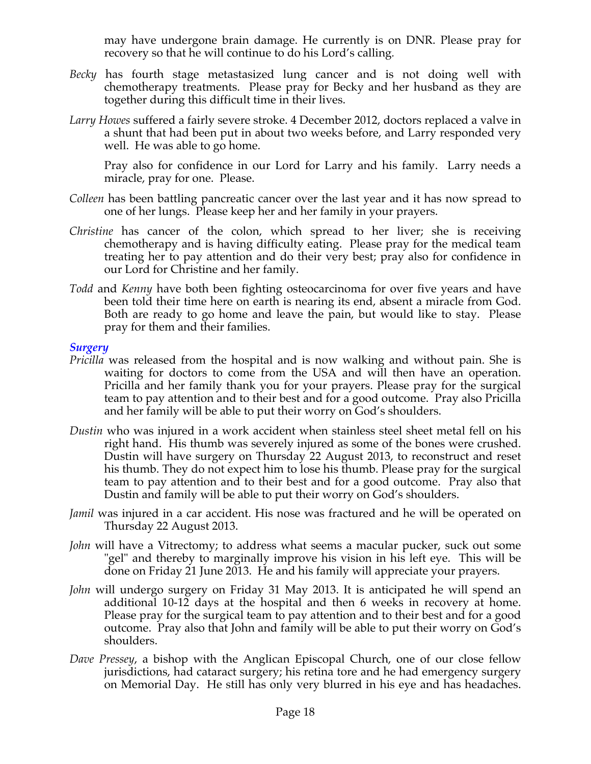may have undergone brain damage. He currently is on DNR. Please pray for recovery so that he will continue to do his Lord's calling.

*Becky* has fourth stage metastasized lung cancer and is not doing well with chemotherapy treatments. Please pray for Becky and her husband as they are together during this difficult time in their lives.

*Larry Howes* suffered a fairly severe stroke. 4 December 2012, doctors replaced a valve in a shunt that had been put in about two weeks before, and Larry responded very well. He was able to go home.

Pray also for confidence in our Lord for Larry and his family. Larry needs a miracle, pray for one. Please.

*Colleen* has been battling pancreatic cancer over the last year and it has now spread to one of her lungs. Please keep her and her family in your prayers.

*Christine* has cancer of the colon, which spread to her liver; she is receiving chemotherapy and is having difficulty eating. Please pray for the medical team treating her to pay attention and do their very best; pray also for confidence in our Lord for Christine and her family.

*Todd* and *Kenny* have both been fighting osteocarcinoma for over five years and have been told their time here on earth is nearing its end, absent a miracle from God. Both are ready to go home and leave the pain, but would like to stay. Please pray for them and their families.

### *Surgery*

*Pricilla* was released from the hospital and is now walking and without pain. She is waiting for doctors to come from the USA and will then have an operation. Pricilla and her family thank you for your prayers. Please pray for the surgical team to pay attention and to their best and for a good outcome. Pray also Pricilla and her family will be able to put their worry on God's shoulders.

*Dustin* who was injured in a work accident when stainless steel sheet metal fell on his right hand. His thumb was severely injured as some of the bones were crushed. Dustin will have surgery on Thursday 22 August 2013, to reconstruct and reset his thumb. They do not expect him to lose his thumb. Please pray for the surgical team to pay attention and to their best and for a good outcome. Pray also that Dustin and family will be able to put their worry on God's shoulders.

*Jamil* was injured in a car accident. His nose was fractured and he will be operated on Thursday 22 August 2013.

*John* will have a Vitrectomy; to address what seems a macular pucker, suck out some "gel" and thereby to marginally improve his vision in his left eye. This will be done on Friday 21 June 2013. He and his family will appreciate your prayers.

*John* will undergo surgery on Friday 31 May 2013. It is anticipated he will spend an additional 10-12 days at the hospital and then 6 weeks in recovery at home. Please pray for the surgical team to pay attention and to their best and for a good outcome. Pray also that John and family will be able to put their worry on God's shoulders.

*Dave Pressey*, a bishop with the Anglican Episcopal Church, one of our close fellow jurisdictions, had cataract surgery; his retina tore and he had emergency surgery on Memorial Day. He still has only very blurred in his eye and has headaches.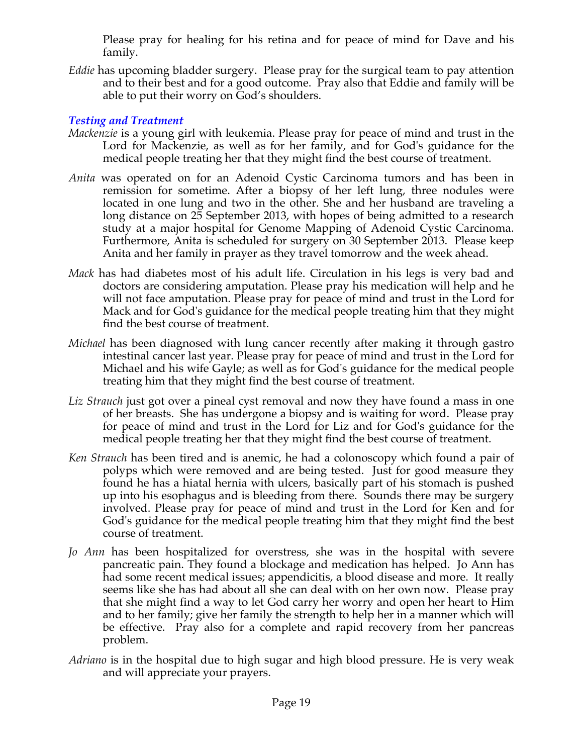Please pray for healing for his retina and for peace of mind for Dave and his family.

*Eddie* has upcoming bladder surgery. Please pray for the surgical team to pay attention and to their best and for a good outcome. Pray also that Eddie and family will be able to put their worry on God's shoulders.

### *Testing and Treatment*

*Mackenzie* is a young girl with leukemia. Please pray for peace of mind and trust in the Lord for Mackenzie, as well as for her family, and for God's guidance for the medical people treating her that they might find the best course of treatment.

*Anita* was operated on for an Adenoid Cystic Carcinoma tumors and has been in remission for sometime. After a biopsy of her left lung, three nodules were located in one lung and two in the other. She and her husband are traveling a long distance on 25 September 2013, with hopes of being admitted to a research study at a major hospital for Genome Mapping of Adenoid Cystic Carcinoma. Furthermore, Anita is scheduled for surgery on 30 September 2013. Please keep Anita and her family in prayer as they travel tomorrow and the week ahead.

*Mack* has had diabetes most of his adult life. Circulation in his legs is very bad and doctors are considering amputation. Please pray his medication will help and he will not face amputation. Please pray for peace of mind and trust in the Lord for Mack and for God's guidance for the medical people treating him that they might find the best course of treatment.

*Michael* has been diagnosed with lung cancer recently after making it through gastro intestinal cancer last year. Please pray for peace of mind and trust in the Lord for Michael and his wife Gayle; as well as for God's guidance for the medical people treating him that they might find the best course of treatment.

*Liz Strauch* just got over a pineal cyst removal and now they have found a mass in one of her breasts. She has undergone a biopsy and is waiting for word. Please pray for peace of mind and trust in the Lord for Liz and for God's guidance for the medical people treating her that they might find the best course of treatment.

*Ken Strauch* has been tired and is anemic, he had a colonoscopy which found a pair of polyps which were removed and are being tested. Just for good measure they found he has a hiatal hernia with ulcers, basically part of his stomach is pushed up into his esophagus and is bleeding from there. Sounds there may be surgery involved. Please pray for peace of mind and trust in the Lord for Ken and for God's guidance for the medical people treating him that they might find the best course of treatment.

*Jo Ann* has been hospitalized for overstress, she was in the hospital with severe pancreatic pain. They found a blockage and medication has helped. Jo Ann has had some recent medical issues; appendicitis, a blood disease and more. It really seems like she has had about all she can deal with on her own now. Please pray that she might find a way to let God carry her worry and open her heart to Him and to her family; give her family the strength to help her in a manner which will be effective. Pray also for a complete and rapid recovery from her pancreas problem.

*Adriano* is in the hospital due to high sugar and high blood pressure. He is very weak and will appreciate your prayers.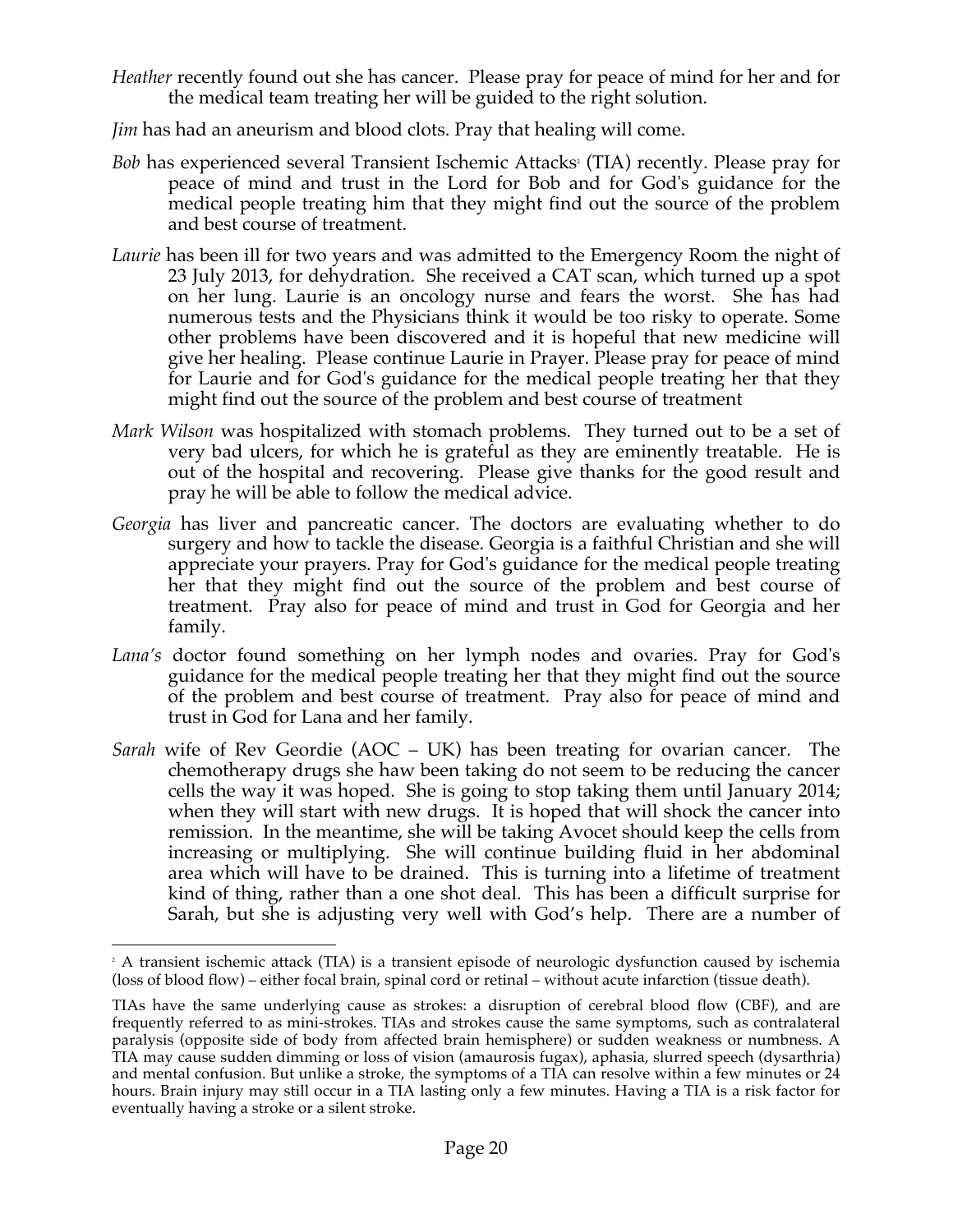*Heather* recently found out she has cancer. Please pray for peace of mind for her and for the medical team treating her will be guided to the right solution.

*Jim* has had an aneurism and blood clots. Pray that healing will come.

*Bob* has experienced several Transient Ischemic Attacks[2] (TIA) recently. Please pray for peace of mind and trust in the Lord for Bob and for God's guidance for the medical people treating him that they might find out the source of the problem and best course of treatment.

*Laurie* has been ill for two years and was admitted to the Emergency Room the night of 23 July 2013, for dehydration. She received a CAT scan, which turned up a spot on her lung. Laurie is an oncology nurse and fears the worst. She has had numerous tests and the Physicians think it would be too risky to operate. Some other problems have been discovered and it is hopeful that new medicine will give her healing. Please continue Laurie in Prayer. Please pray for peace of mind for Laurie and for God's guidance for the medical people treating her that they might find out the source of the problem and best course of treatment

*Mark Wilson* was hospitalized with stomach problems. They turned out to be a set of very bad ulcers, for which he is grateful as they are eminently treatable. He is out of the hospital and recovering. Please give thanks for the good result and pray he will be able to follow the medical advice.

*Georgia* has liver and pancreatic cancer. The doctors are evaluating whether to do surgery and how to tackle the disease. Georgia is a faithful Christian and she will appreciate your prayers. Pray for God's guidance for the medical people treating her that they might find out the source of the problem and best course of treatment. Pray also for peace of mind and trust in God for Georgia and her family.

*Lana's* doctor found something on her lymph nodes and ovaries. Pray for God's guidance for the medical people treating her that they might find out the source of the problem and best course of treatment. Pray also for peace of mind and trust in God for Lana and her family.

*Sarah* wife of Rev Geordie (AOC – UK) has been treating for ovarian cancer. The chemotherapy drugs she haw been taking do not seem to be reducing the cancer cells the way it was hoped. She is going to stop taking them until January 2014; when they will start with new drugs. It is hoped that will shock the cancer into remission. In the meantime, she will be taking Avocet should keep the cells from increasing or multiplying. She will continue building fluid in her abdominal area which will have to be drained. This is turning into a lifetime of treatment kind of thing, rather than a one shot deal. This has been a difficult surprise for Sarah, but she is adjusting very well with God's help. There are a number of

---

[2] A transient ischemic attack (TIA) is a transient episode of neurologic dysfunction caused by ischemia (loss of blood flow) – either focal brain, spinal cord or retinal – without acute infarction (tissue death).

TIAs have the same underlying cause as strokes: a disruption of cerebral blood flow (CBF), and are frequently referred to as mini-strokes. TIAs and strokes cause the same symptoms, such as contralateral paralysis (opposite side of body from affected brain hemisphere) or sudden weakness or numbness. A TIA may cause sudden dimming or loss of vision (amaurosis fugax), aphasia, slurred speech (dysarthria) and mental confusion. But unlike a stroke, the symptoms of a TIA can resolve within a few minutes or 24 hours. Brain injury may still occur in a TIA lasting only a few minutes. Having a TIA is a risk factor for eventually having a stroke or a silent stroke.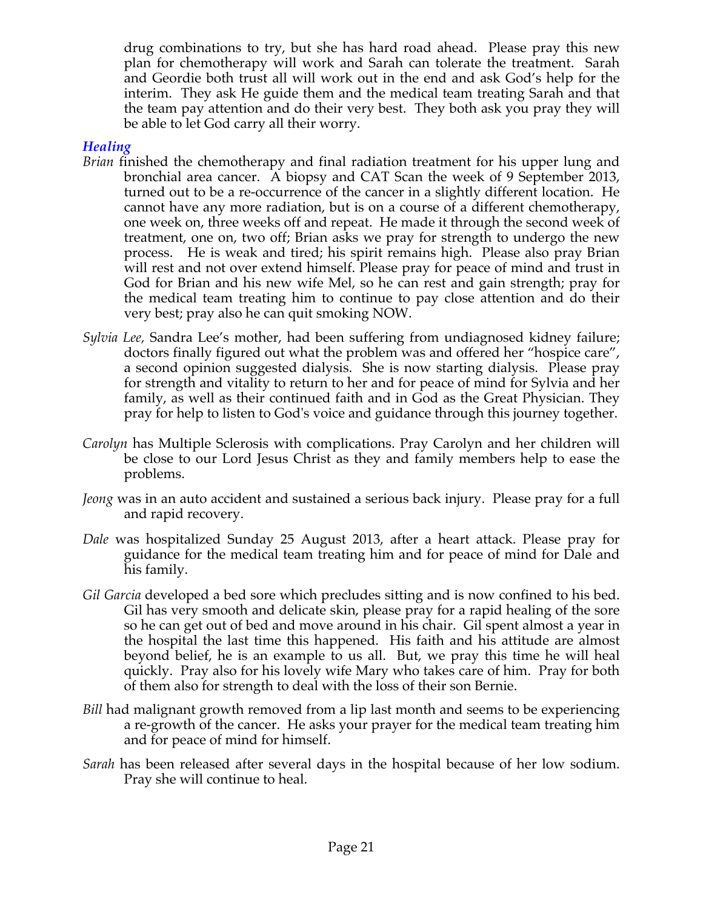drug combinations to try, but she has hard road ahead. Please pray this new plan for chemotherapy will work and Sarah can tolerate the treatment. Sarah and Geordie both trust all will work out in the end and ask God's help for the interim. They ask He guide them and the medical team treating Sarah and that the team pay attention and do their very best. They both ask you pray they will be able to let God carry all their worry.

### *Healing*

*Brian* finished the chemotherapy and final radiation treatment for his upper lung and bronchial area cancer. A biopsy and CAT Scan the week of 9 September 2013, turned out to be a re-occurrence of the cancer in a slightly different location. He cannot have any more radiation, but is on a course of a different chemotherapy, one week on, three weeks off and repeat. He made it through the second week of treatment, one on, two off; Brian asks we pray for strength to undergo the new process. He is weak and tired; his spirit remains high. Please also pray Brian will rest and not over extend himself. Please pray for peace of mind and trust in God for Brian and his new wife Mel, so he can rest and gain strength; pray for the medical team treating him to continue to pay close attention and do their very best; pray also he can quit smoking NOW.

*Sylvia Lee,* Sandra Lee's mother, had been suffering from undiagnosed kidney failure; doctors finally figured out what the problem was and offered her "hospice care", a second opinion suggested dialysis. She is now starting dialysis. Please pray for strength and vitality to return to her and for peace of mind for Sylvia and her family, as well as their continued faith and in God as the Great Physician. They pray for help to listen to God's voice and guidance through this journey together.

*Carolyn* has Multiple Sclerosis with complications. Pray Carolyn and her children will be close to our Lord Jesus Christ as they and family members help to ease the problems.

*Jeong* was in an auto accident and sustained a serious back injury. Please pray for a full and rapid recovery.

*Dale* was hospitalized Sunday 25 August 2013, after a heart attack. Please pray for guidance for the medical team treating him and for peace of mind for Dale and his family.

*Gil Garcia* developed a bed sore which precludes sitting and is now confined to his bed. Gil has very smooth and delicate skin, please pray for a rapid healing of the sore so he can get out of bed and move around in his chair. Gil spent almost a year in the hospital the last time this happened. His faith and his attitude are almost beyond belief, he is an example to us all. But, we pray this time he will heal quickly. Pray also for his lovely wife Mary who takes care of him. Pray for both of them also for strength to deal with the loss of their son Bernie.

*Bill* had malignant growth removed from a lip last month and seems to be experiencing a re-growth of the cancer. He asks your prayer for the medical team treating him and for peace of mind for himself.

*Sarah* has been released after several days in the hospital because of her low sodium. Pray she will continue to heal.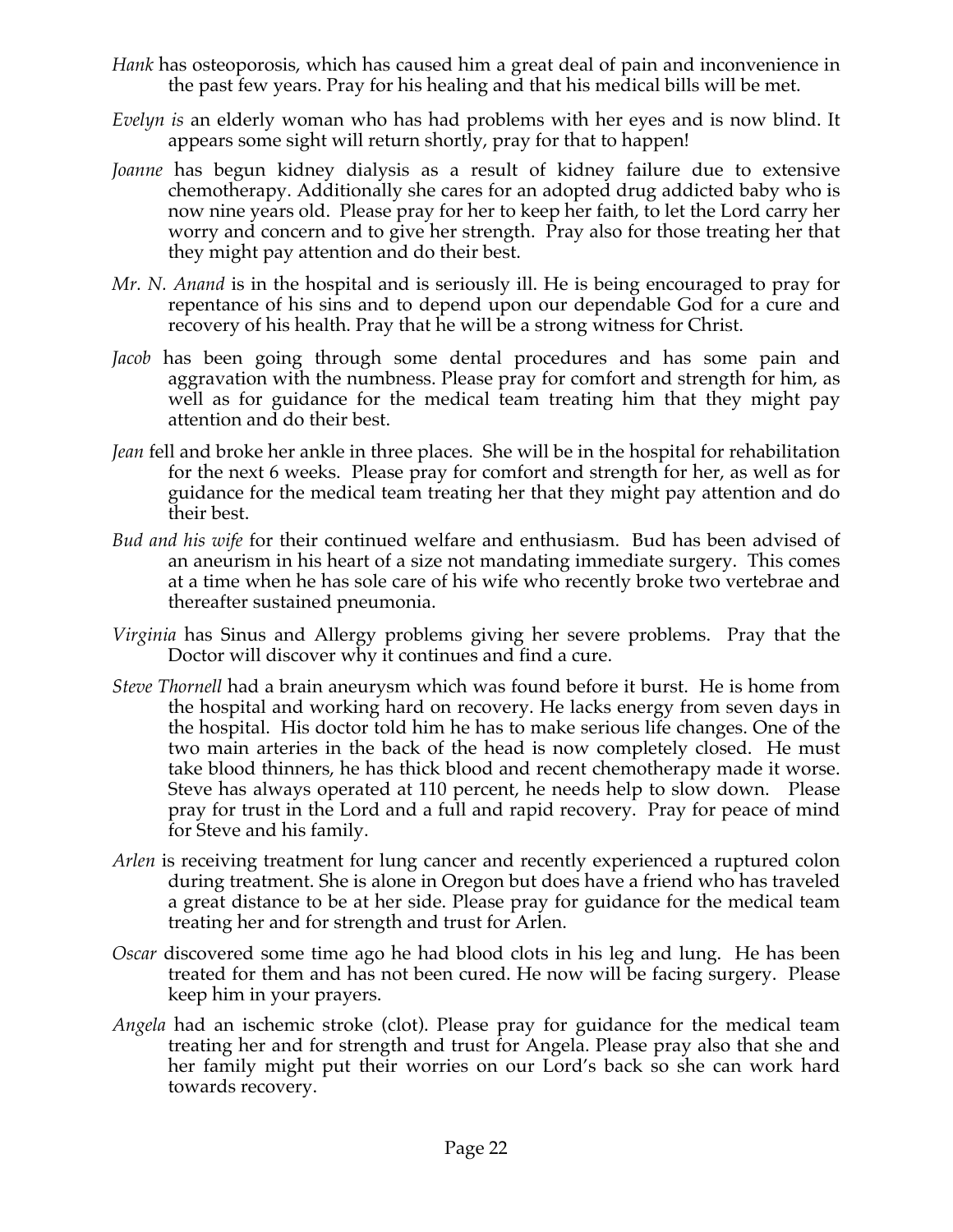*Hank* has osteoporosis, which has caused him a great deal of pain and inconvenience in the past few years. Pray for his healing and that his medical bills will be met.

*Evelyn is* an elderly woman who has had problems with her eyes and is now blind. It appears some sight will return shortly, pray for that to happen!

*Joanne* has begun kidney dialysis as a result of kidney failure due to extensive chemotherapy. Additionally she cares for an adopted drug addicted baby who is now nine years old. Please pray for her to keep her faith, to let the Lord carry her worry and concern and to give her strength. Pray also for those treating her that they might pay attention and do their best.

*Mr. N. Anand* is in the hospital and is seriously ill. He is being encouraged to pray for repentance of his sins and to depend upon our dependable God for a cure and recovery of his health. Pray that he will be a strong witness for Christ.

*Jacob* has been going through some dental procedures and has some pain and aggravation with the numbness. Please pray for comfort and strength for him, as well as for guidance for the medical team treating him that they might pay attention and do their best.

*Jean* fell and broke her ankle in three places. She will be in the hospital for rehabilitation for the next 6 weeks. Please pray for comfort and strength for her, as well as for guidance for the medical team treating her that they might pay attention and do their best.

*Bud and his wife* for their continued welfare and enthusiasm. Bud has been advised of an aneurism in his heart of a size not mandating immediate surgery. This comes at a time when he has sole care of his wife who recently broke two vertebrae and thereafter sustained pneumonia.

*Virginia* has Sinus and Allergy problems giving her severe problems. Pray that the Doctor will discover why it continues and find a cure.

*Steve Thornell* had a brain aneurysm which was found before it burst. He is home from the hospital and working hard on recovery. He lacks energy from seven days in the hospital. His doctor told him he has to make serious life changes. One of the two main arteries in the back of the head is now completely closed. He must take blood thinners, he has thick blood and recent chemotherapy made it worse. Steve has always operated at 110 percent, he needs help to slow down. Please pray for trust in the Lord and a full and rapid recovery. Pray for peace of mind for Steve and his family.

*Arlen* is receiving treatment for lung cancer and recently experienced a ruptured colon during treatment. She is alone in Oregon but does have a friend who has traveled a great distance to be at her side. Please pray for guidance for the medical team treating her and for strength and trust for Arlen.

*Oscar* discovered some time ago he had blood clots in his leg and lung. He has been treated for them and has not been cured. He now will be facing surgery. Please keep him in your prayers.

*Angela* had an ischemic stroke (clot). Please pray for guidance for the medical team treating her and for strength and trust for Angela. Please pray also that she and her family might put their worries on our Lord's back so she can work hard towards recovery.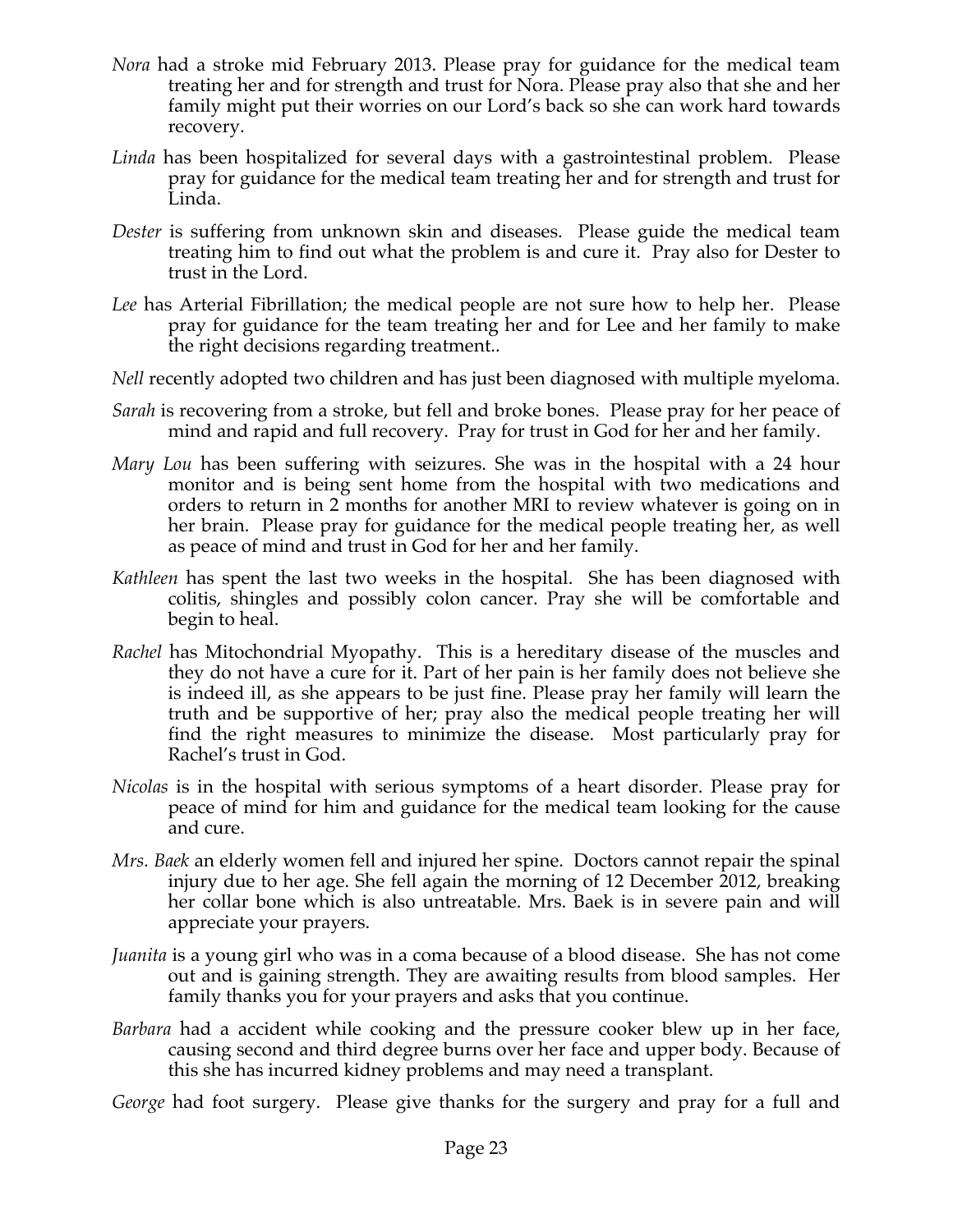*Nora* had a stroke mid February 2013. Please pray for guidance for the medical team treating her and for strength and trust for Nora. Please pray also that she and her family might put their worries on our Lord's back so she can work hard towards recovery.

*Linda* has been hospitalized for several days with a gastrointestinal problem. Please pray for guidance for the medical team treating her and for strength and trust for Linda.

*Dester* is suffering from unknown skin and diseases. Please guide the medical team treating him to find out what the problem is and cure it. Pray also for Dester to trust in the Lord.

*Lee* has Arterial Fibrillation; the medical people are not sure how to help her. Please pray for guidance for the team treating her and for Lee and her family to make the right decisions regarding treatment..

*Nell* recently adopted two children and has just been diagnosed with multiple myeloma.

*Sarah* is recovering from a stroke, but fell and broke bones. Please pray for her peace of mind and rapid and full recovery. Pray for trust in God for her and her family.

*Mary Lou* has been suffering with seizures. She was in the hospital with a 24 hour monitor and is being sent home from the hospital with two medications and orders to return in 2 months for another MRI to review whatever is going on in her brain. Please pray for guidance for the medical people treating her, as well as peace of mind and trust in God for her and her family.

*Kathleen* has spent the last two weeks in the hospital. She has been diagnosed with colitis, shingles and possibly colon cancer. Pray she will be comfortable and begin to heal.

*Rachel* has Mitochondrial Myopathy. This is a hereditary disease of the muscles and they do not have a cure for it. Part of her pain is her family does not believe she is indeed ill, as she appears to be just fine. Please pray her family will learn the truth and be supportive of her; pray also the medical people treating her will find the right measures to minimize the disease. Most particularly pray for Rachel's trust in God.

*Nicolas* is in the hospital with serious symptoms of a heart disorder. Please pray for peace of mind for him and guidance for the medical team looking for the cause and cure.

*Mrs. Baek* an elderly women fell and injured her spine. Doctors cannot repair the spinal injury due to her age. She fell again the morning of 12 December 2012, breaking her collar bone which is also untreatable. Mrs. Baek is in severe pain and will appreciate your prayers.

*Juanita* is a young girl who was in a coma because of a blood disease. She has not come out and is gaining strength. They are awaiting results from blood samples. Her family thanks you for your prayers and asks that you continue.

*Barbara* had a accident while cooking and the pressure cooker blew up in her face, causing second and third degree burns over her face and upper body. Because of this she has incurred kidney problems and may need a transplant.

*George* had foot surgery. Please give thanks for the surgery and pray for a full and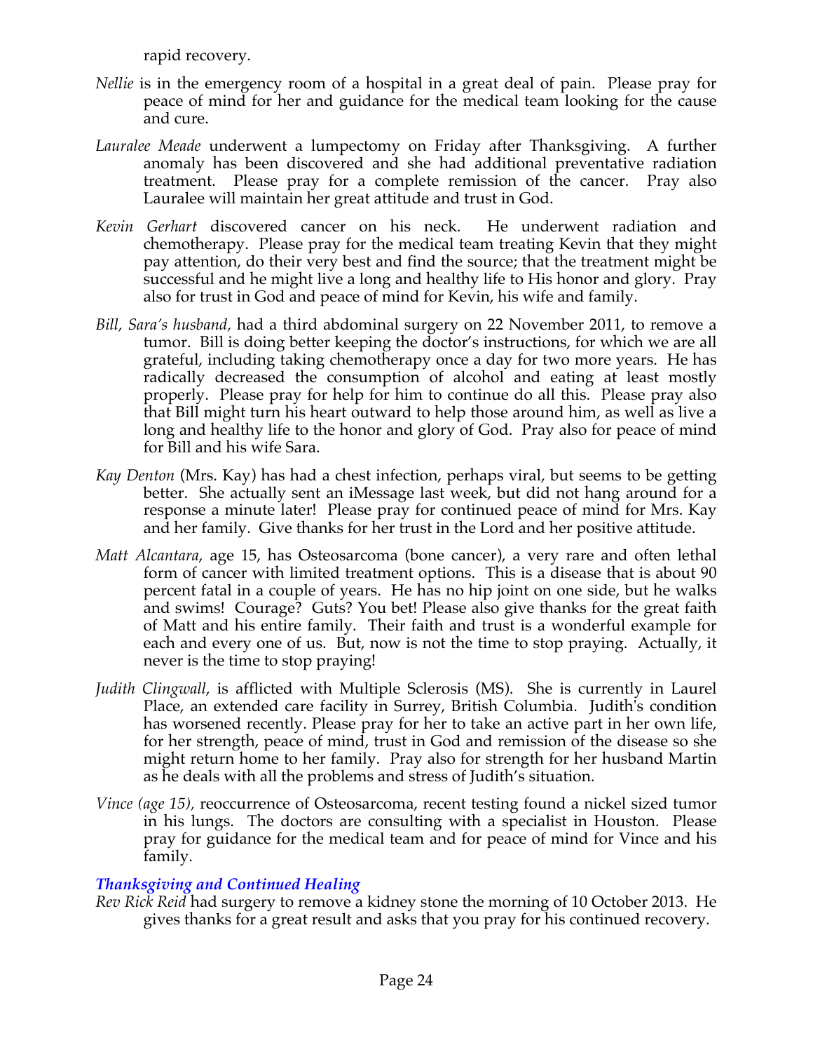rapid recovery.

*Nellie* is in the emergency room of a hospital in a great deal of pain. Please pray for peace of mind for her and guidance for the medical team looking for the cause and cure.

*Lauralee Meade* underwent a lumpectomy on Friday after Thanksgiving. A further anomaly has been discovered and she had additional preventative radiation treatment. Please pray for a complete remission of the cancer. Pray also Lauralee will maintain her great attitude and trust in God.

*Kevin Gerhart* discovered cancer on his neck. He underwent radiation and chemotherapy. Please pray for the medical team treating Kevin that they might pay attention, do their very best and find the source; that the treatment might be successful and he might live a long and healthy life to His honor and glory. Pray also for trust in God and peace of mind for Kevin, his wife and family.

*Bill, Sara's husband,* had a third abdominal surgery on 22 November 2011, to remove a tumor. Bill is doing better keeping the doctor's instructions, for which we are all grateful, including taking chemotherapy once a day for two more years. He has radically decreased the consumption of alcohol and eating at least mostly properly. Please pray for help for him to continue do all this. Please pray also that Bill might turn his heart outward to help those around him, as well as live a long and healthy life to the honor and glory of God. Pray also for peace of mind for Bill and his wife Sara.

*Kay Denton* (Mrs. Kay) has had a chest infection, perhaps viral, but seems to be getting better. She actually sent an iMessage last week, but did not hang around for a response a minute later! Please pray for continued peace of mind for Mrs. Kay and her family. Give thanks for her trust in the Lord and her positive attitude.

*Matt Alcantara*, age 15, has Osteosarcoma (bone cancer), a very rare and often lethal form of cancer with limited treatment options. This is a disease that is about 90 percent fatal in a couple of years. He has no hip joint on one side, but he walks and swims! Courage? Guts? You bet! Please also give thanks for the great faith of Matt and his entire family. Their faith and trust is a wonderful example for each and every one of us. But, now is not the time to stop praying. Actually, it never is the time to stop praying!

*Judith Clingwall*, is afflicted with Multiple Sclerosis (MS). She is currently in Laurel Place, an extended care facility in Surrey, British Columbia. Judith's condition has worsened recently. Please pray for her to take an active part in her own life, for her strength, peace of mind, trust in God and remission of the disease so she might return home to her family. Pray also for strength for her husband Martin as he deals with all the problems and stress of Judith's situation.

*Vince (age 15),* reoccurrence of Osteosarcoma, recent testing found a nickel sized tumor in his lungs. The doctors are consulting with a specialist in Houston. Please pray for guidance for the medical team and for peace of mind for Vince and his family.

### *Thanksgiving and Continued Healing*

*Rev Rick Reid* had surgery to remove a kidney stone the morning of 10 October 2013. He gives thanks for a great result and asks that you pray for his continued recovery.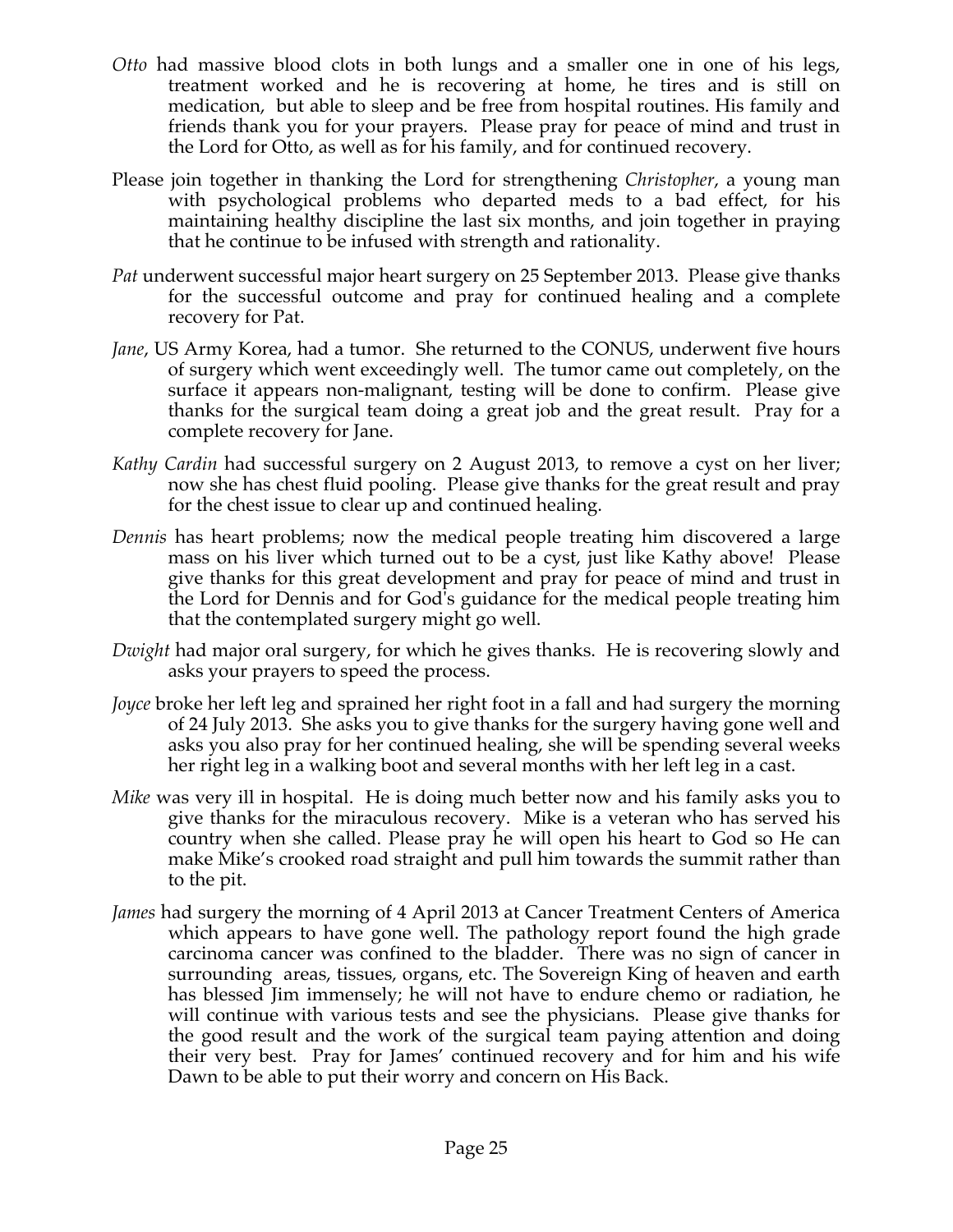*Otto* had massive blood clots in both lungs and a smaller one in one of his legs, treatment worked and he is recovering at home, he tires and is still on medication, but able to sleep and be free from hospital routines. His family and friends thank you for your prayers. Please pray for peace of mind and trust in the Lord for Otto, as well as for his family, and for continued recovery.

Please join together in thanking the Lord for strengthening *Christopher*, a young man with psychological problems who departed meds to a bad effect, for his maintaining healthy discipline the last six months, and join together in praying that he continue to be infused with strength and rationality.

*Pat* underwent successful major heart surgery on 25 September 2013. Please give thanks for the successful outcome and pray for continued healing and a complete recovery for Pat.

*Jane*, US Army Korea, had a tumor. She returned to the CONUS, underwent five hours of surgery which went exceedingly well. The tumor came out completely, on the surface it appears non-malignant, testing will be done to confirm. Please give thanks for the surgical team doing a great job and the great result. Pray for a complete recovery for Jane.

*Kathy Cardin* had successful surgery on 2 August 2013, to remove a cyst on her liver; now she has chest fluid pooling. Please give thanks for the great result and pray for the chest issue to clear up and continued healing.

*Dennis* has heart problems; now the medical people treating him discovered a large mass on his liver which turned out to be a cyst, just like Kathy above! Please give thanks for this great development and pray for peace of mind and trust in the Lord for Dennis and for God's guidance for the medical people treating him that the contemplated surgery might go well.

*Dwight* had major oral surgery, for which he gives thanks. He is recovering slowly and asks your prayers to speed the process.

*Joyce* broke her left leg and sprained her right foot in a fall and had surgery the morning of 24 July 2013. She asks you to give thanks for the surgery having gone well and asks you also pray for her continued healing, she will be spending several weeks her right leg in a walking boot and several months with her left leg in a cast.

*Mike* was very ill in hospital. He is doing much better now and his family asks you to give thanks for the miraculous recovery. Mike is a veteran who has served his country when she called. Please pray he will open his heart to God so He can make Mike's crooked road straight and pull him towards the summit rather than to the pit.

*James* had surgery the morning of 4 April 2013 at Cancer Treatment Centers of America which appears to have gone well. The pathology report found the high grade carcinoma cancer was confined to the bladder. There was no sign of cancer in surrounding areas, tissues, organs, etc. The Sovereign King of heaven and earth has blessed Jim immensely; he will not have to endure chemo or radiation, he will continue with various tests and see the physicians. Please give thanks for the good result and the work of the surgical team paying attention and doing their very best. Pray for James' continued recovery and for him and his wife Dawn to be able to put their worry and concern on His Back.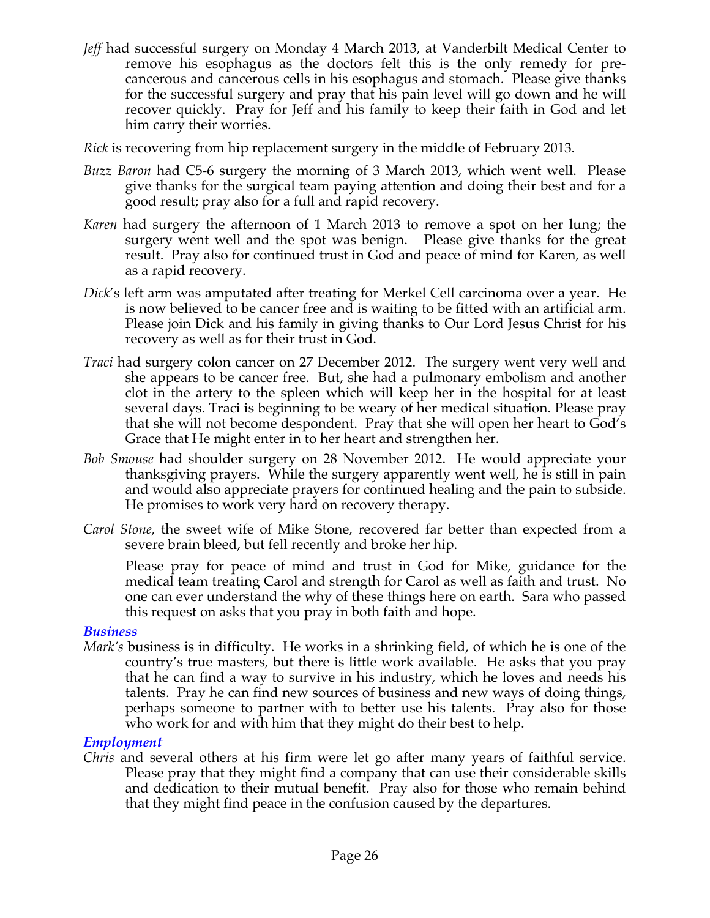*Jeff* had successful surgery on Monday 4 March 2013, at Vanderbilt Medical Center to remove his esophagus as the doctors felt this is the only remedy for pre-cancerous and cancerous cells in his esophagus and stomach. Please give thanks for the successful surgery and pray that his pain level will go down and he will recover quickly. Pray for Jeff and his family to keep their faith in God and let him carry their worries.

*Rick* is recovering from hip replacement surgery in the middle of February 2013.

*Buzz Baron* had C5-6 surgery the morning of 3 March 2013, which went well. Please give thanks for the surgical team paying attention and doing their best and for a good result; pray also for a full and rapid recovery.

*Karen* had surgery the afternoon of 1 March 2013 to remove a spot on her lung; the surgery went well and the spot was benign. Please give thanks for the great result. Pray also for continued trust in God and peace of mind for Karen, as well as a rapid recovery.

*Dick*'s left arm was amputated after treating for Merkel Cell carcinoma over a year. He is now believed to be cancer free and is waiting to be fitted with an artificial arm. Please join Dick and his family in giving thanks to Our Lord Jesus Christ for his recovery as well as for their trust in God.

*Traci* had surgery colon cancer on 27 December 2012. The surgery went very well and she appears to be cancer free. But, she had a pulmonary embolism and another clot in the artery to the spleen which will keep her in the hospital for at least several days. Traci is beginning to be weary of her medical situation. Please pray that she will not become despondent. Pray that she will open her heart to God's Grace that He might enter in to her heart and strengthen her.

*Bob Smouse* had shoulder surgery on 28 November 2012. He would appreciate your thanksgiving prayers. While the surgery apparently went well, he is still in pain and would also appreciate prayers for continued healing and the pain to subside. He promises to work very hard on recovery therapy.

*Carol Stone*, the sweet wife of Mike Stone, recovered far better than expected from a severe brain bleed, but fell recently and broke her hip.

Please pray for peace of mind and trust in God for Mike, guidance for the medical team treating Carol and strength for Carol as well as faith and trust. No one can ever understand the why of these things here on earth. Sara who passed this request on asks that you pray in both faith and hope.

***Business***

*Mark's* business is in difficulty. He works in a shrinking field, of which he is one of the country's true masters, but there is little work available. He asks that you pray that he can find a way to survive in his industry, which he loves and needs his talents. Pray he can find new sources of business and new ways of doing things, perhaps someone to partner with to better use his talents. Pray also for those who work for and with him that they might do their best to help.

***Employment***

*Chris* and several others at his firm were let go after many years of faithful service. Please pray that they might find a company that can use their considerable skills and dedication to their mutual benefit. Pray also for those who remain behind that they might find peace in the confusion caused by the departures.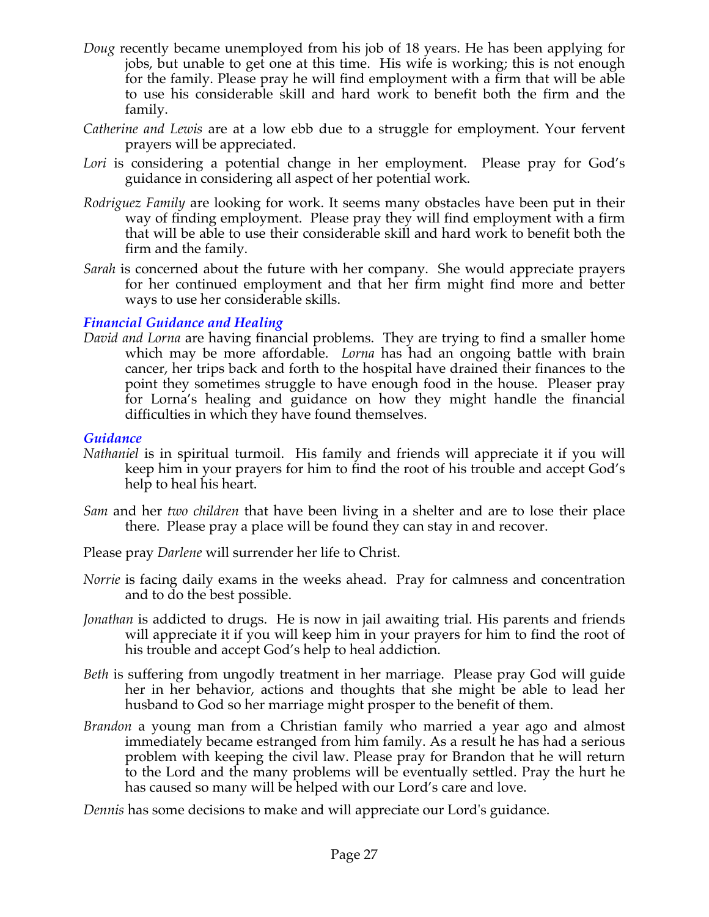*Doug* recently became unemployed from his job of 18 years. He has been applying for jobs, but unable to get one at this time. His wife is working; this is not enough for the family. Please pray he will find employment with a firm that will be able to use his considerable skill and hard work to benefit both the firm and the family.

*Catherine and Lewis* are at a low ebb due to a struggle for employment. Your fervent prayers will be appreciated.

*Lori* is considering a potential change in her employment. Please pray for God's guidance in considering all aspect of her potential work.

*Rodriguez Family* are looking for work. It seems many obstacles have been put in their way of finding employment. Please pray they will find employment with a firm that will be able to use their considerable skill and hard work to benefit both the firm and the family.

*Sarah* is concerned about the future with her company. She would appreciate prayers for her continued employment and that her firm might find more and better ways to use her considerable skills.

### *Financial Guidance and Healing*

*David and Lorna* are having financial problems. They are trying to find a smaller home which may be more affordable. *Lorna* has had an ongoing battle with brain cancer, her trips back and forth to the hospital have drained their finances to the point they sometimes struggle to have enough food in the house. Pleaser pray for Lorna's healing and guidance on how they might handle the financial difficulties in which they have found themselves.

### *Guidance*

*Nathaniel* is in spiritual turmoil. His family and friends will appreciate it if you will keep him in your prayers for him to find the root of his trouble and accept God's help to heal his heart.

*Sam* and her *two children* that have been living in a shelter and are to lose their place there. Please pray a place will be found they can stay in and recover.

Please pray *Darlene* will surrender her life to Christ.

*Norrie* is facing daily exams in the weeks ahead. Pray for calmness and concentration and to do the best possible.

*Jonathan* is addicted to drugs. He is now in jail awaiting trial. His parents and friends will appreciate it if you will keep him in your prayers for him to find the root of his trouble and accept God's help to heal addiction.

*Beth* is suffering from ungodly treatment in her marriage. Please pray God will guide her in her behavior, actions and thoughts that she might be able to lead her husband to God so her marriage might prosper to the benefit of them.

*Brandon* a young man from a Christian family who married a year ago and almost immediately became estranged from him family. As a result he has had a serious problem with keeping the civil law. Please pray for Brandon that he will return to the Lord and the many problems will be eventually settled. Pray the hurt he has caused so many will be helped with our Lord's care and love.

*Dennis* has some decisions to make and will appreciate our Lord's guidance.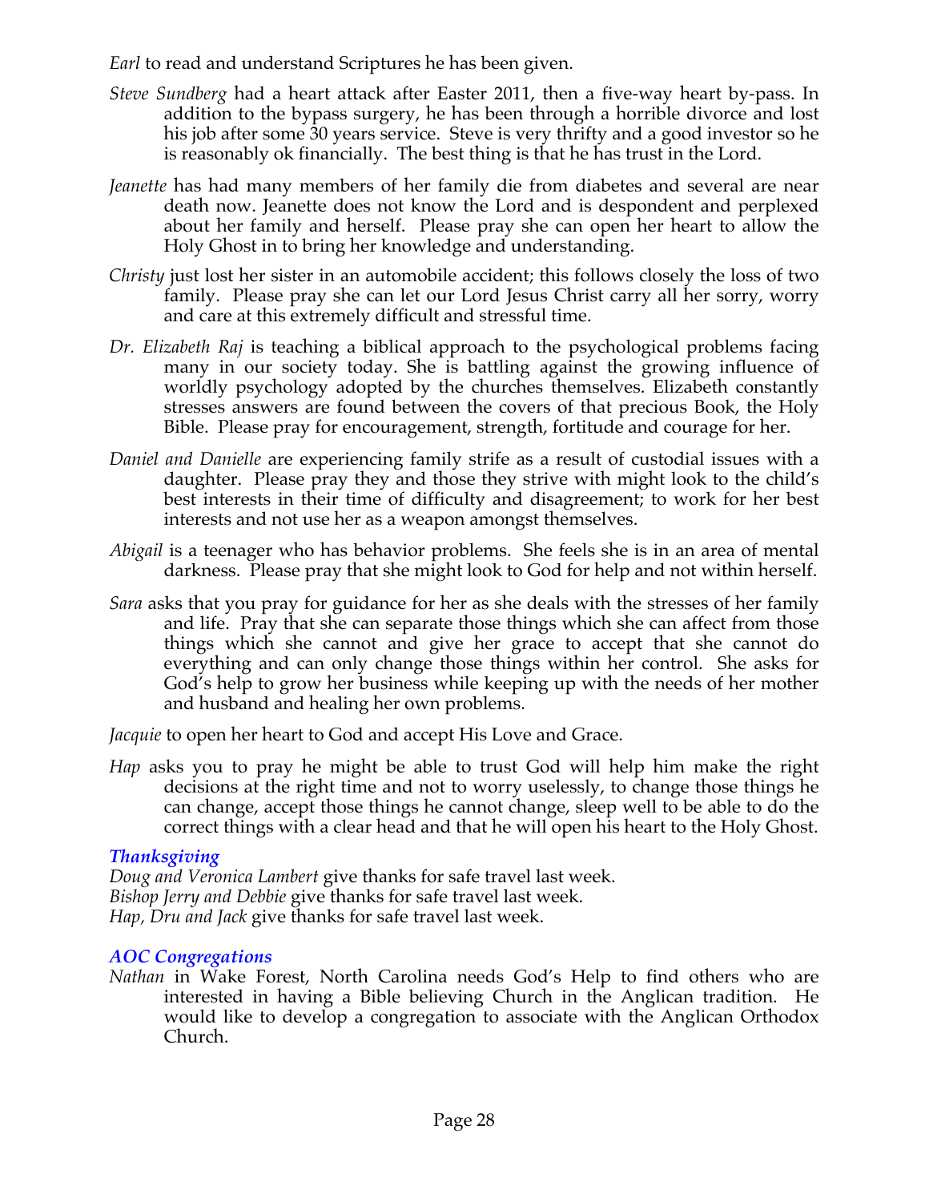*Earl* to read and understand Scriptures he has been given.

*Steve Sundberg* had a heart attack after Easter 2011, then a five-way heart by-pass. In addition to the bypass surgery, he has been through a horrible divorce and lost his job after some 30 years service. Steve is very thrifty and a good investor so he is reasonably ok financially. The best thing is that he has trust in the Lord.

*Jeanette* has had many members of her family die from diabetes and several are near death now. Jeanette does not know the Lord and is despondent and perplexed about her family and herself. Please pray she can open her heart to allow the Holy Ghost in to bring her knowledge and understanding.

*Christy* just lost her sister in an automobile accident; this follows closely the loss of two family. Please pray she can let our Lord Jesus Christ carry all her sorry, worry and care at this extremely difficult and stressful time.

*Dr. Elizabeth Raj* is teaching a biblical approach to the psychological problems facing many in our society today. She is battling against the growing influence of worldly psychology adopted by the churches themselves. Elizabeth constantly stresses answers are found between the covers of that precious Book, the Holy Bible. Please pray for encouragement, strength, fortitude and courage for her.

*Daniel and Danielle* are experiencing family strife as a result of custodial issues with a daughter. Please pray they and those they strive with might look to the child's best interests in their time of difficulty and disagreement; to work for her best interests and not use her as a weapon amongst themselves.

*Abigail* is a teenager who has behavior problems. She feels she is in an area of mental darkness. Please pray that she might look to God for help and not within herself.

*Sara* asks that you pray for guidance for her as she deals with the stresses of her family and life. Pray that she can separate those things which she can affect from those things which she cannot and give her grace to accept that she cannot do everything and can only change those things within her control. She asks for God's help to grow her business while keeping up with the needs of her mother and husband and healing her own problems.

*Jacquie* to open her heart to God and accept His Love and Grace.

*Hap* asks you to pray he might be able to trust God will help him make the right decisions at the right time and not to worry uselessly, to change those things he can change, accept those things he cannot change, sleep well to be able to do the correct things with a clear head and that he will open his heart to the Holy Ghost.

### *Thanksgiving*

*Doug and Veronica Lambert* give thanks for safe travel last week.
*Bishop Jerry and Debbie* give thanks for safe travel last week.
*Hap, Dru and Jack* give thanks for safe travel last week.

### *AOC Congregations*

*Nathan* in Wake Forest, North Carolina needs God's Help to find others who are interested in having a Bible believing Church in the Anglican tradition. He would like to develop a congregation to associate with the Anglican Orthodox Church.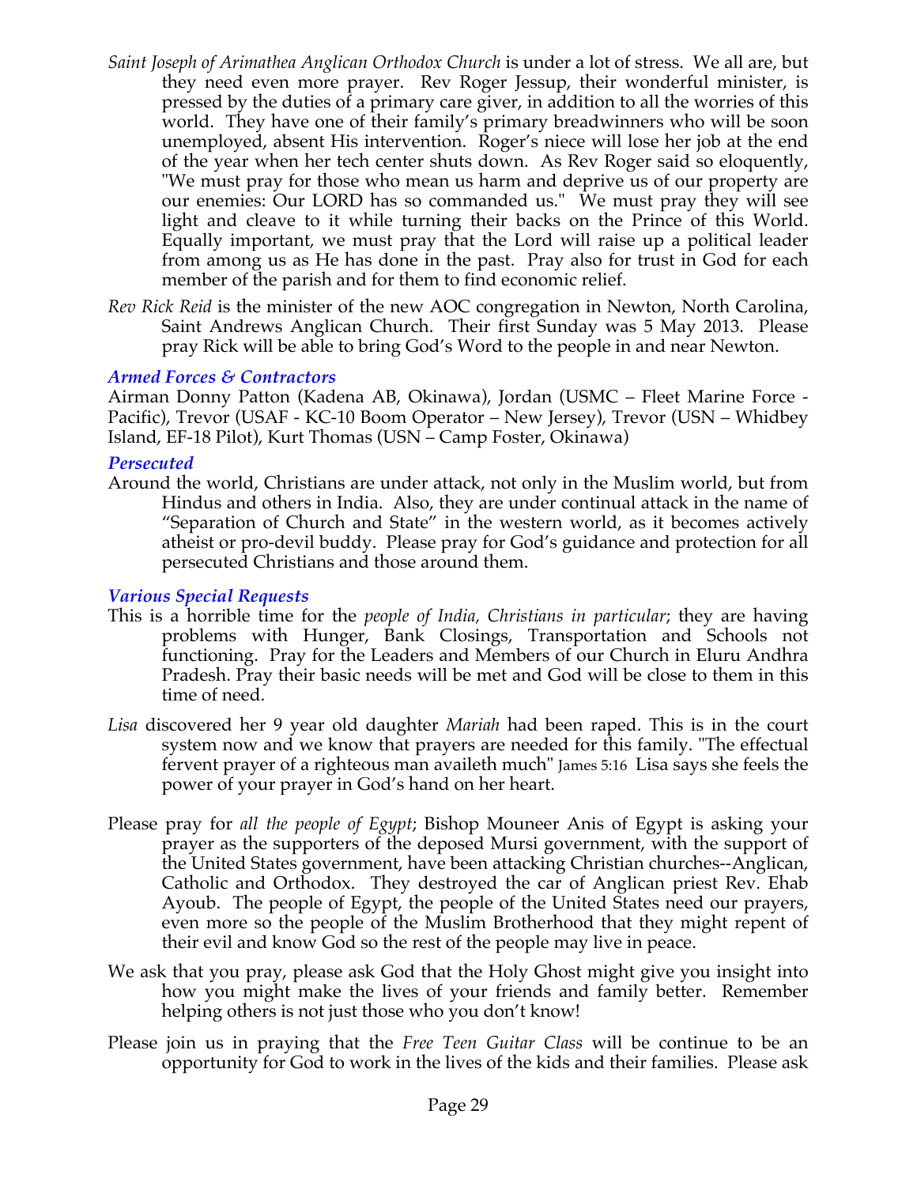*Saint Joseph of Arimathea Anglican Orthodox Church* is under a lot of stress. We all are, but they need even more prayer. Rev Roger Jessup, their wonderful minister, is pressed by the duties of a primary care giver, in addition to all the worries of this world. They have one of their family's primary breadwinners who will be soon unemployed, absent His intervention. Roger's niece will lose her job at the end of the year when her tech center shuts down. As Rev Roger said so eloquently, "We must pray for those who mean us harm and deprive us of our property are our enemies: Our LORD has so commanded us." We must pray they will see light and cleave to it while turning their backs on the Prince of this World. Equally important, we must pray that the Lord will raise up a political leader from among us as He has done in the past. Pray also for trust in God for each member of the parish and for them to find economic relief.

*Rev Rick Reid* is the minister of the new AOC congregation in Newton, North Carolina, Saint Andrews Anglican Church. Their first Sunday was 5 May 2013. Please pray Rick will be able to bring God's Word to the people in and near Newton.

### *Armed Forces & Contractors*

Airman Donny Patton (Kadena AB, Okinawa), Jordan (USMC – Fleet Marine Force - Pacific), Trevor (USAF - KC-10 Boom Operator – New Jersey), Trevor (USN – Whidbey Island, EF-18 Pilot), Kurt Thomas (USN – Camp Foster, Okinawa)

### *Persecuted*

Around the world, Christians are under attack, not only in the Muslim world, but from Hindus and others in India. Also, they are under continual attack in the name of "Separation of Church and State" in the western world, as it becomes actively atheist or pro-devil buddy. Please pray for God's guidance and protection for all persecuted Christians and those around them.

### *Various Special Requests*

This is a horrible time for the *people of India, Christians in particular*; they are having problems with Hunger, Bank Closings, Transportation and Schools not functioning. Pray for the Leaders and Members of our Church in Eluru Andhra Pradesh. Pray their basic needs will be met and God will be close to them in this time of need.

*Lisa* discovered her 9 year old daughter *Mariah* had been raped. This is in the court system now and we know that prayers are needed for this family. "The effectual fervent prayer of a righteous man availeth much" James 5:16 Lisa says she feels the power of your prayer in God's hand on her heart.

Please pray for *all the people of Egypt*; Bishop Mouneer Anis of Egypt is asking your prayer as the supporters of the deposed Mursi government, with the support of the United States government, have been attacking Christian churches--Anglican, Catholic and Orthodox. They destroyed the car of Anglican priest Rev. Ehab Ayoub. The people of Egypt, the people of the United States need our prayers, even more so the people of the Muslim Brotherhood that they might repent of their evil and know God so the rest of the people may live in peace.

We ask that you pray, please ask God that the Holy Ghost might give you insight into how you might make the lives of your friends and family better. Remember helping others is not just those who you don't know!

Please join us in praying that the *Free Teen Guitar Class* will be continue to be an opportunity for God to work in the lives of the kids and their families. Please ask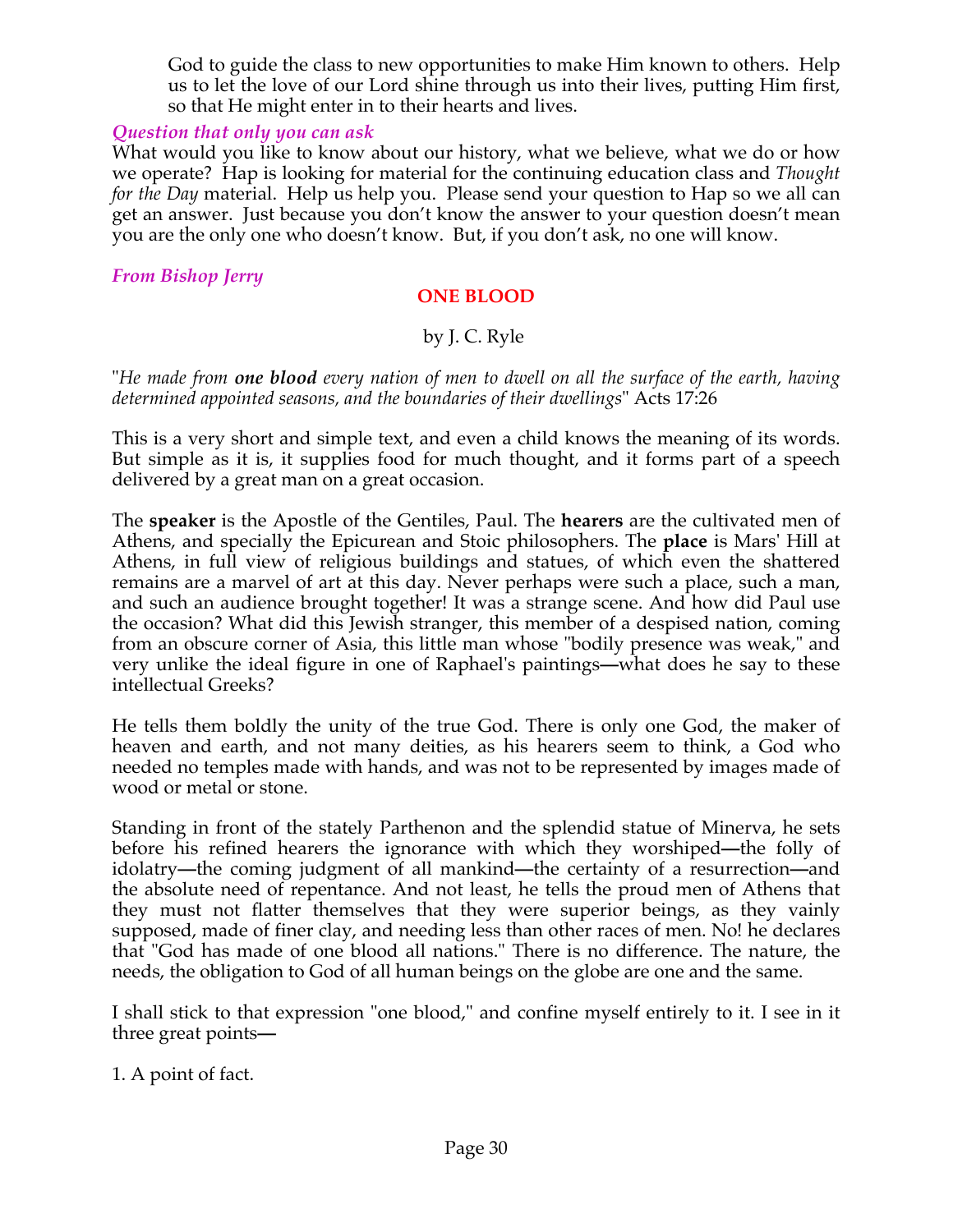God to guide the class to new opportunities to make Him known to others. Help us to let the love of our Lord shine through us into their lives, putting Him first, so that He might enter in to their hearts and lives.

### *Question that only you can ask*

What would you like to know about our history, what we believe, what we do or how we operate? Hap is looking for material for the continuing education class and *Thought for the Day* material. Help us help you. Please send your question to Hap so we all can get an answer. Just because you don't know the answer to your question doesn't mean you are the only one who doesn't know. But, if you don't ask, no one will know.

### *From Bishop Jerry*

## ONE BLOOD

by J. C. Ryle

"*He made from* ***one blood*** *every nation of men to dwell on all the surface of the earth, having determined appointed seasons, and the boundaries of their dwellings*" Acts 17:26

This is a very short and simple text, and even a child knows the meaning of its words. But simple as it is, it supplies food for much thought, and it forms part of a speech delivered by a great man on a great occasion.

The **speaker** is the Apostle of the Gentiles, Paul. The **hearers** are the cultivated men of Athens, and specially the Epicurean and Stoic philosophers. The **place** is Mars' Hill at Athens, in full view of religious buildings and statues, of which even the shattered remains are a marvel of art at this day. Never perhaps were such a place, such a man, and such an audience brought together! It was a strange scene. And how did Paul use the occasion? What did this Jewish stranger, this member of a despised nation, coming from an obscure corner of Asia, this little man whose "bodily presence was weak," and very unlike the ideal figure in one of Raphael's paintings—what does he say to these intellectual Greeks?

He tells them boldly the unity of the true God. There is only one God, the maker of heaven and earth, and not many deities, as his hearers seem to think, a God who needed no temples made with hands, and was not to be represented by images made of wood or metal or stone.

Standing in front of the stately Parthenon and the splendid statue of Minerva, he sets before his refined hearers the ignorance with which they worshiped—the folly of idolatry—the coming judgment of all mankind—the certainty of a resurrection—and the absolute need of repentance. And not least, he tells the proud men of Athens that they must not flatter themselves that they were superior beings, as they vainly supposed, made of finer clay, and needing less than other races of men. No! he declares that "God has made of one blood all nations." There is no difference. The nature, the needs, the obligation to God of all human beings on the globe are one and the same.

I shall stick to that expression "one blood," and confine myself entirely to it. I see in it three great points—

1. A point of fact.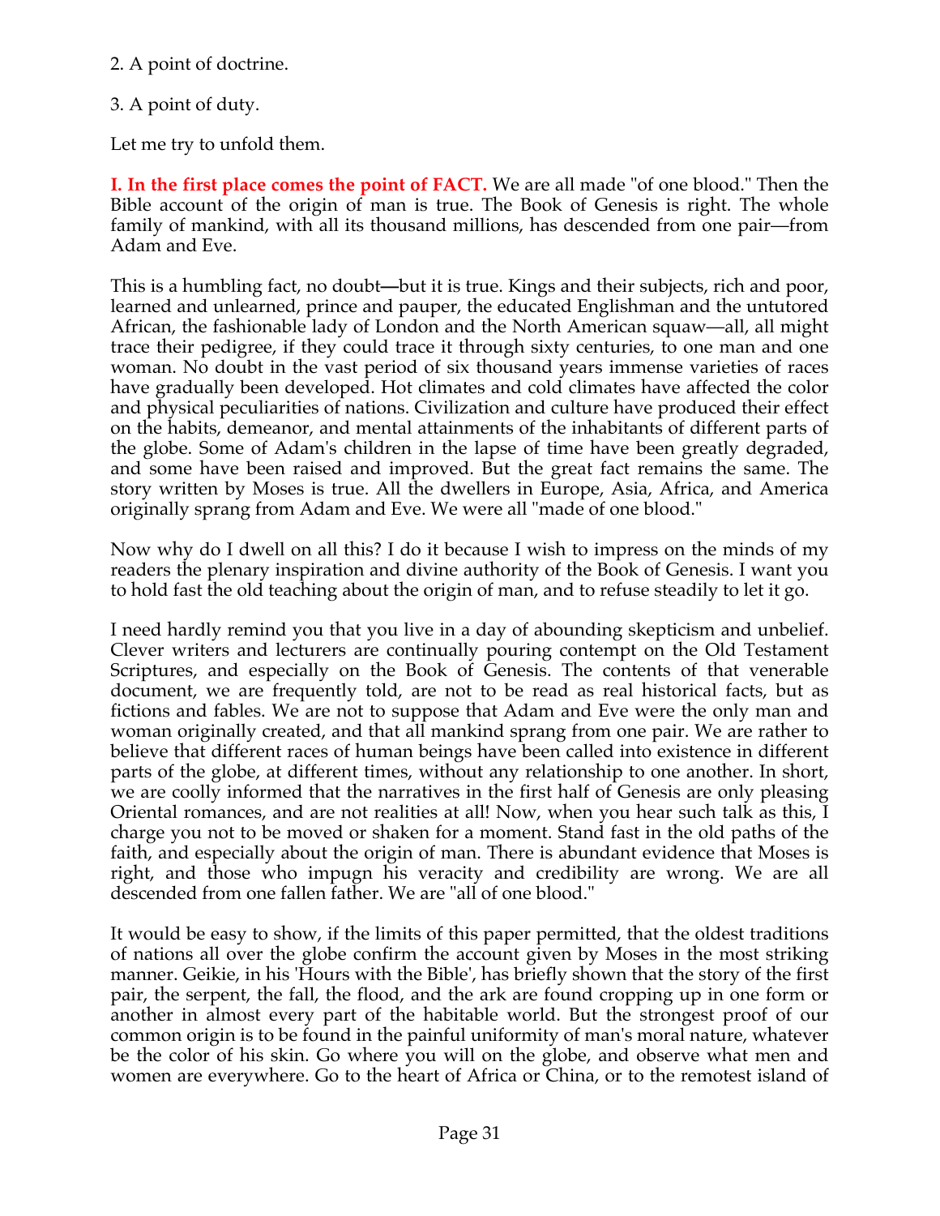2. A point of doctrine.

3. A point of duty.

Let me try to unfold them.

**I. In the first place comes the point of FACT.** We are all made "of one blood." Then the Bible account of the origin of man is true. The Book of Genesis is right. The whole family of mankind, with all its thousand millions, has descended from one pair—from Adam and Eve.

This is a humbling fact, no doubt**—**but it is true. Kings and their subjects, rich and poor, learned and unlearned, prince and pauper, the educated Englishman and the untutored African, the fashionable lady of London and the North American squaw—all, all might trace their pedigree, if they could trace it through sixty centuries, to one man and one woman. No doubt in the vast period of six thousand years immense varieties of races have gradually been developed. Hot climates and cold climates have affected the color and physical peculiarities of nations. Civilization and culture have produced their effect on the habits, demeanor, and mental attainments of the inhabitants of different parts of the globe. Some of Adam's children in the lapse of time have been greatly degraded, and some have been raised and improved. But the great fact remains the same. The story written by Moses is true. All the dwellers in Europe, Asia, Africa, and America originally sprang from Adam and Eve. We were all "made of one blood."

Now why do I dwell on all this? I do it because I wish to impress on the minds of my readers the plenary inspiration and divine authority of the Book of Genesis. I want you to hold fast the old teaching about the origin of man, and to refuse steadily to let it go.

I need hardly remind you that you live in a day of abounding skepticism and unbelief. Clever writers and lecturers are continually pouring contempt on the Old Testament Scriptures, and especially on the Book of Genesis. The contents of that venerable document, we are frequently told, are not to be read as real historical facts, but as fictions and fables. We are not to suppose that Adam and Eve were the only man and woman originally created, and that all mankind sprang from one pair. We are rather to believe that different races of human beings have been called into existence in different parts of the globe, at different times, without any relationship to one another. In short, we are coolly informed that the narratives in the first half of Genesis are only pleasing Oriental romances, and are not realities at all! Now, when you hear such talk as this, I charge you not to be moved or shaken for a moment. Stand fast in the old paths of the faith, and especially about the origin of man. There is abundant evidence that Moses is right, and those who impugn his veracity and credibility are wrong. We are all descended from one fallen father. We are "all of one blood."

It would be easy to show, if the limits of this paper permitted, that the oldest traditions of nations all over the globe confirm the account given by Moses in the most striking manner. Geikie, in his 'Hours with the Bible', has briefly shown that the story of the first pair, the serpent, the fall, the flood, and the ark are found cropping up in one form or another in almost every part of the habitable world. But the strongest proof of our common origin is to be found in the painful uniformity of man's moral nature, whatever be the color of his skin. Go where you will on the globe, and observe what men and women are everywhere. Go to the heart of Africa or China, or to the remotest island of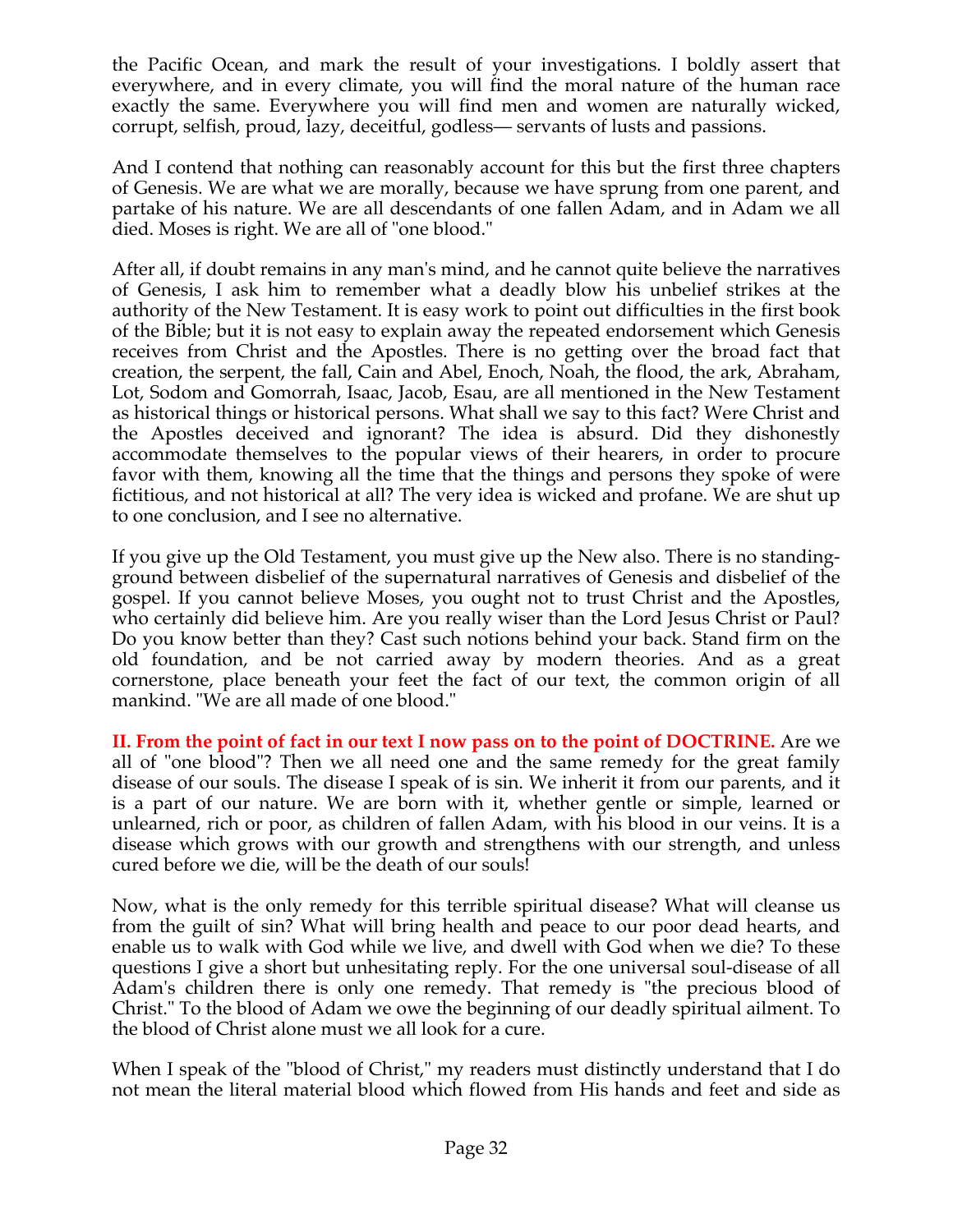the Pacific Ocean, and mark the result of your investigations. I boldly assert that everywhere, and in every climate, you will find the moral nature of the human race exactly the same. Everywhere you will find men and women are naturally wicked, corrupt, selfish, proud, lazy, deceitful, godless— servants of lusts and passions.

And I contend that nothing can reasonably account for this but the first three chapters of Genesis. We are what we are morally, because we have sprung from one parent, and partake of his nature. We are all descendants of one fallen Adam, and in Adam we all died. Moses is right. We are all of "one blood."

After all, if doubt remains in any man's mind, and he cannot quite believe the narratives of Genesis, I ask him to remember what a deadly blow his unbelief strikes at the authority of the New Testament. It is easy work to point out difficulties in the first book of the Bible; but it is not easy to explain away the repeated endorsement which Genesis receives from Christ and the Apostles. There is no getting over the broad fact that creation, the serpent, the fall, Cain and Abel, Enoch, Noah, the flood, the ark, Abraham, Lot, Sodom and Gomorrah, Isaac, Jacob, Esau, are all mentioned in the New Testament as historical things or historical persons. What shall we say to this fact? Were Christ and the Apostles deceived and ignorant? The idea is absurd. Did they dishonestly accommodate themselves to the popular views of their hearers, in order to procure favor with them, knowing all the time that the things and persons they spoke of were fictitious, and not historical at all? The very idea is wicked and profane. We are shut up to one conclusion, and I see no alternative.

If you give up the Old Testament, you must give up the New also. There is no standing-ground between disbelief of the supernatural narratives of Genesis and disbelief of the gospel. If you cannot believe Moses, you ought not to trust Christ and the Apostles, who certainly did believe him. Are you really wiser than the Lord Jesus Christ or Paul? Do you know better than they? Cast such notions behind your back. Stand firm on the old foundation, and be not carried away by modern theories. And as a great cornerstone, place beneath your feet the fact of our text, the common origin of all mankind. "We are all made of one blood."

**II. From the point of fact in our text I now pass on to the point of DOCTRINE.** Are we all of "one blood"? Then we all need one and the same remedy for the great family disease of our souls. The disease I speak of is sin. We inherit it from our parents, and it is a part of our nature. We are born with it, whether gentle or simple, learned or unlearned, rich or poor, as children of fallen Adam, with his blood in our veins. It is a disease which grows with our growth and strengthens with our strength, and unless cured before we die, will be the death of our souls!

Now, what is the only remedy for this terrible spiritual disease? What will cleanse us from the guilt of sin? What will bring health and peace to our poor dead hearts, and enable us to walk with God while we live, and dwell with God when we die? To these questions I give a short but unhesitating reply. For the one universal soul-disease of all Adam's children there is only one remedy. That remedy is "the precious blood of Christ." To the blood of Adam we owe the beginning of our deadly spiritual ailment. To the blood of Christ alone must we all look for a cure.

When I speak of the "blood of Christ," my readers must distinctly understand that I do not mean the literal material blood which flowed from His hands and feet and side as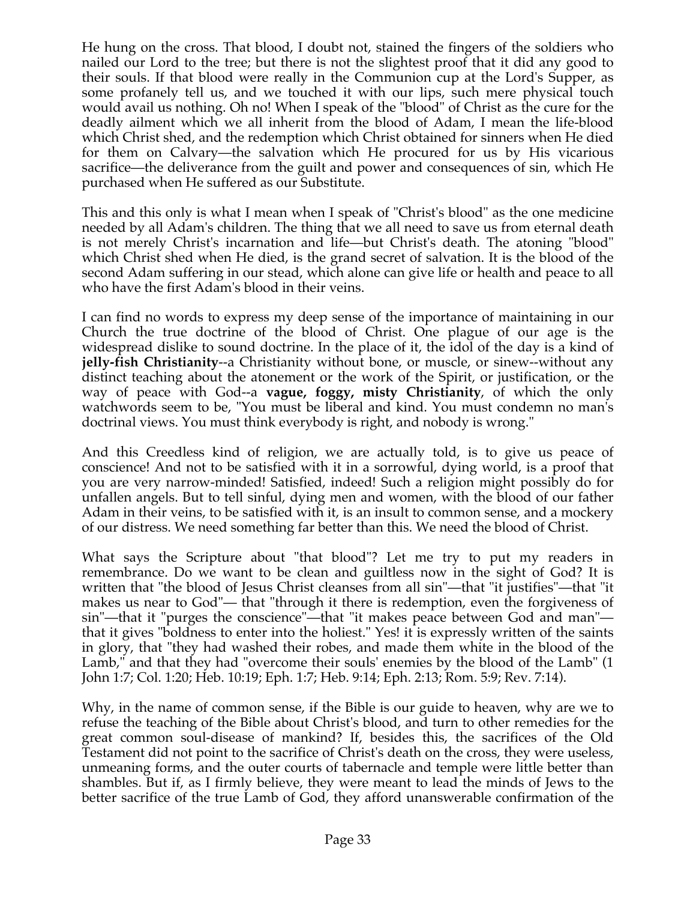He hung on the cross. That blood, I doubt not, stained the fingers of the soldiers who nailed our Lord to the tree; but there is not the slightest proof that it did any good to their souls. If that blood were really in the Communion cup at the Lord's Supper, as some profanely tell us, and we touched it with our lips, such mere physical touch would avail us nothing. Oh no! When I speak of the "blood" of Christ as the cure for the deadly ailment which we all inherit from the blood of Adam, I mean the life-blood which Christ shed, and the redemption which Christ obtained for sinners when He died for them on Calvary—the salvation which He procured for us by His vicarious sacrifice—the deliverance from the guilt and power and consequences of sin, which He purchased when He suffered as our Substitute.

This and this only is what I mean when I speak of "Christ's blood" as the one medicine needed by all Adam's children. The thing that we all need to save us from eternal death is not merely Christ's incarnation and life—but Christ's death. The atoning "blood" which Christ shed when He died, is the grand secret of salvation. It is the blood of the second Adam suffering in our stead, which alone can give life or health and peace to all who have the first Adam's blood in their veins.

I can find no words to express my deep sense of the importance of maintaining in our Church the true doctrine of the blood of Christ. One plague of our age is the widespread dislike to sound doctrine. In the place of it, the idol of the day is a kind of **jelly-fish Christianity**--a Christianity without bone, or muscle, or sinew--without any distinct teaching about the atonement or the work of the Spirit, or justification, or the way of peace with God--a **vague, foggy, misty Christianity**, of which the only watchwords seem to be, "You must be liberal and kind. You must condemn no man's doctrinal views. You must think everybody is right, and nobody is wrong."

And this Creedless kind of religion, we are actually told, is to give us peace of conscience! And not to be satisfied with it in a sorrowful, dying world, is a proof that you are very narrow-minded! Satisfied, indeed! Such a religion might possibly do for unfallen angels. But to tell sinful, dying men and women, with the blood of our father Adam in their veins, to be satisfied with it, is an insult to common sense, and a mockery of our distress. We need something far better than this. We need the blood of Christ.

What says the Scripture about "that blood"? Let me try to put my readers in remembrance. Do we want to be clean and guiltless now in the sight of God? It is written that "the blood of Jesus Christ cleanses from all sin"—that "it justifies"—that "it makes us near to God"— that "through it there is redemption, even the forgiveness of sin"—that it "purges the conscience"—that "it makes peace between God and man"—that it gives "boldness to enter into the holiest." Yes! it is expressly written of the saints in glory, that "they had washed their robes, and made them white in the blood of the Lamb," and that they had "overcome their souls' enemies by the blood of the Lamb" (1 John 1:7; Col. 1:20; Heb. 10:19; Eph. 1:7; Heb. 9:14; Eph. 2:13; Rom. 5:9; Rev. 7:14).

Why, in the name of common sense, if the Bible is our guide to heaven, why are we to refuse the teaching of the Bible about Christ's blood, and turn to other remedies for the great common soul-disease of mankind? If, besides this, the sacrifices of the Old Testament did not point to the sacrifice of Christ's death on the cross, they were useless, unmeaning forms, and the outer courts of tabernacle and temple were little better than shambles. But if, as I firmly believe, they were meant to lead the minds of Jews to the better sacrifice of the true Lamb of God, they afford unanswerable confirmation of the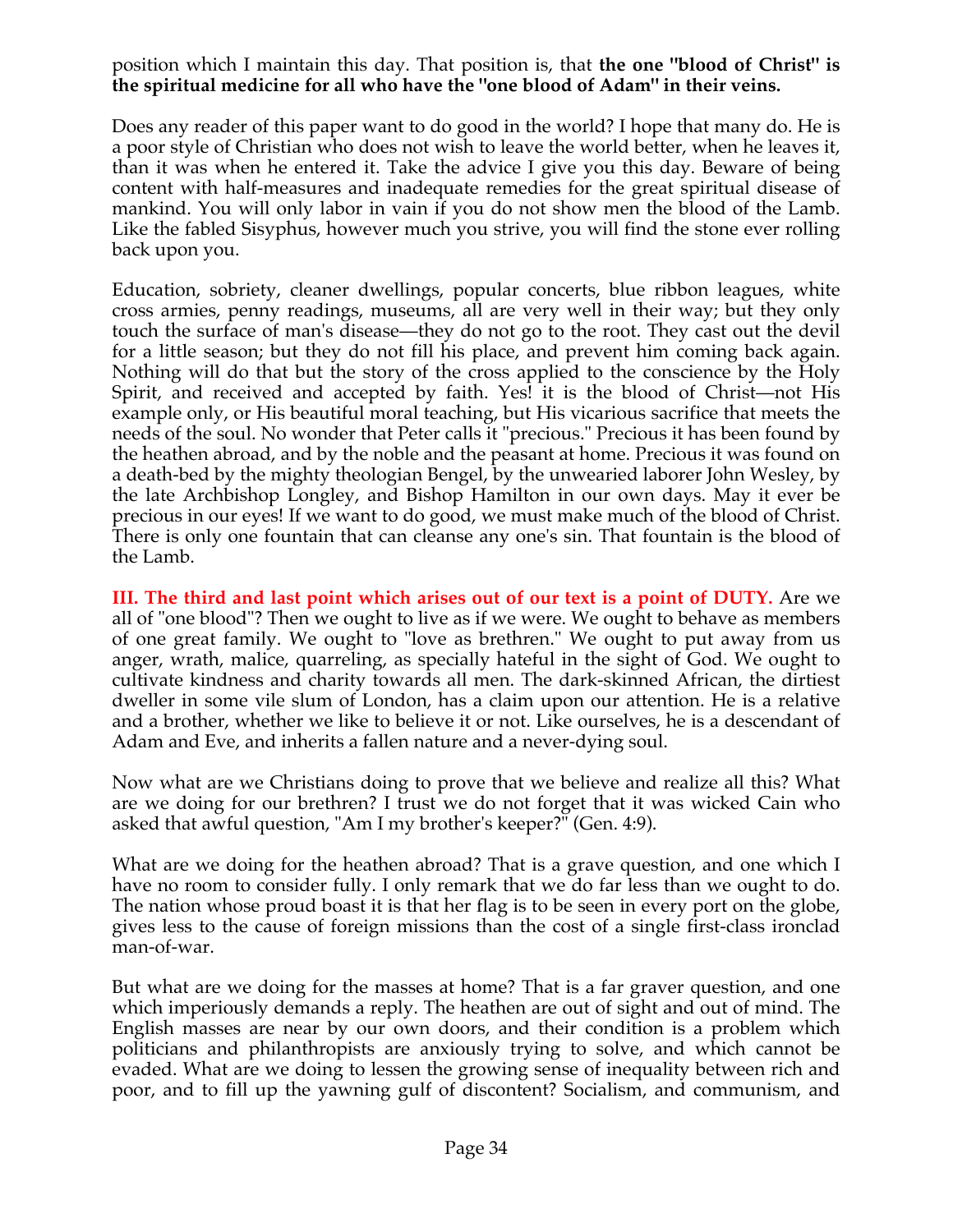position which I maintain this day. That position is, that **the one "blood of Christ" is the spiritual medicine for all who have the "one blood of Adam" in their veins.**

Does any reader of this paper want to do good in the world? I hope that many do. He is a poor style of Christian who does not wish to leave the world better, when he leaves it, than it was when he entered it. Take the advice I give you this day. Beware of being content with half-measures and inadequate remedies for the great spiritual disease of mankind. You will only labor in vain if you do not show men the blood of the Lamb. Like the fabled Sisyphus, however much you strive, you will find the stone ever rolling back upon you.

Education, sobriety, cleaner dwellings, popular concerts, blue ribbon leagues, white cross armies, penny readings, museums, all are very well in their way; but they only touch the surface of man's disease—they do not go to the root. They cast out the devil for a little season; but they do not fill his place, and prevent him coming back again. Nothing will do that but the story of the cross applied to the conscience by the Holy Spirit, and received and accepted by faith. Yes! it is the blood of Christ—not His example only, or His beautiful moral teaching, but His vicarious sacrifice that meets the needs of the soul. No wonder that Peter calls it "precious." Precious it has been found by the heathen abroad, and by the noble and the peasant at home. Precious it was found on a death-bed by the mighty theologian Bengel, by the unwearied laborer John Wesley, by the late Archbishop Longley, and Bishop Hamilton in our own days. May it ever be precious in our eyes! If we want to do good, we must make much of the blood of Christ. There is only one fountain that can cleanse any one's sin. That fountain is the blood of the Lamb.

**III. The third and last point which arises out of our text is a point of DUTY.** Are we all of "one blood"? Then we ought to live as if we were. We ought to behave as members of one great family. We ought to "love as brethren." We ought to put away from us anger, wrath, malice, quarreling, as specially hateful in the sight of God. We ought to cultivate kindness and charity towards all men. The dark-skinned African, the dirtiest dweller in some vile slum of London, has a claim upon our attention. He is a relative and a brother, whether we like to believe it or not. Like ourselves, he is a descendant of Adam and Eve, and inherits a fallen nature and a never-dying soul.

Now what are we Christians doing to prove that we believe and realize all this? What are we doing for our brethren? I trust we do not forget that it was wicked Cain who asked that awful question, "Am I my brother's keeper?" (Gen. 4:9).

What are we doing for the heathen abroad? That is a grave question, and one which I have no room to consider fully. I only remark that we do far less than we ought to do. The nation whose proud boast it is that her flag is to be seen in every port on the globe, gives less to the cause of foreign missions than the cost of a single first-class ironclad man-of-war.

But what are we doing for the masses at home? That is a far graver question, and one which imperiously demands a reply. The heathen are out of sight and out of mind. The English masses are near by our own doors, and their condition is a problem which politicians and philanthropists are anxiously trying to solve, and which cannot be evaded. What are we doing to lessen the growing sense of inequality between rich and poor, and to fill up the yawning gulf of discontent? Socialism, and communism, and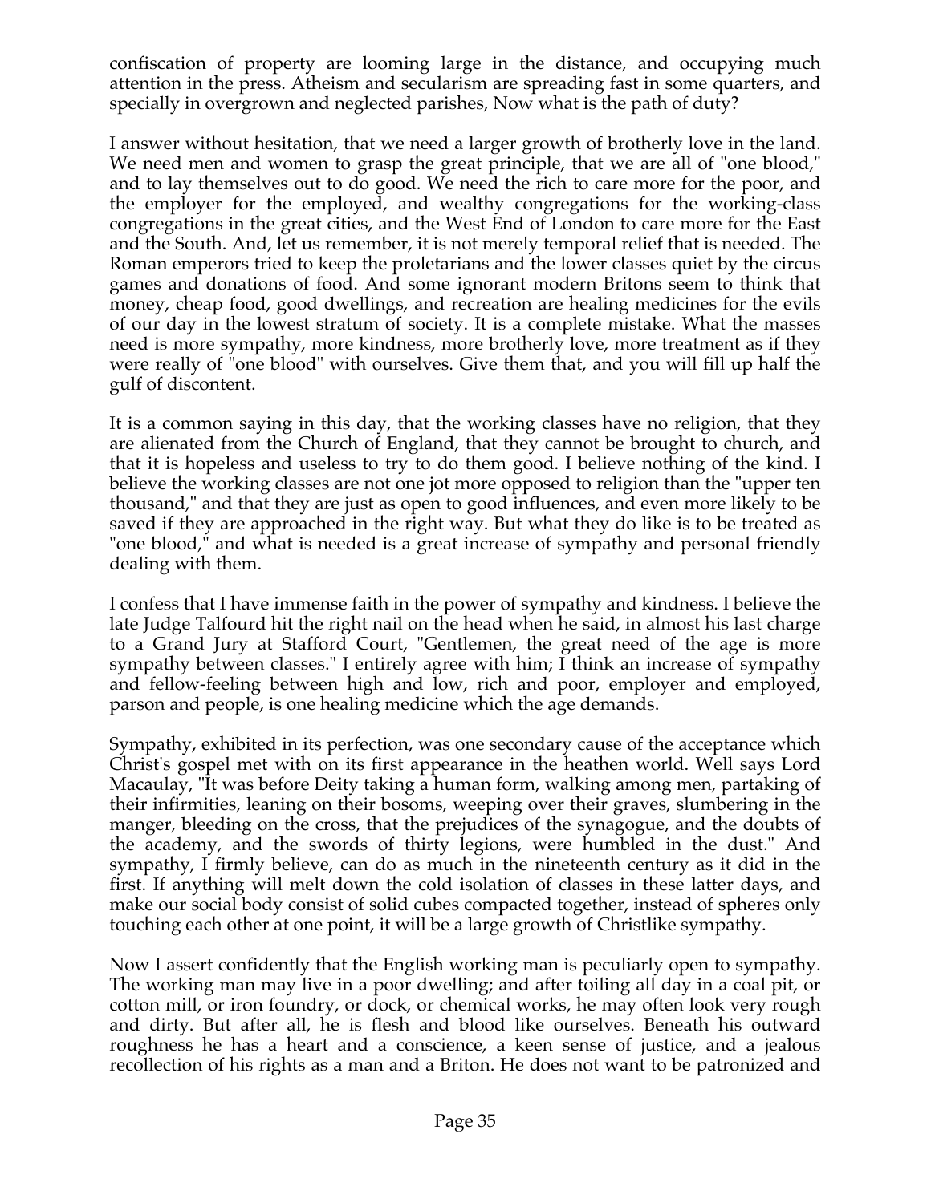confiscation of property are looming large in the distance, and occupying much attention in the press. Atheism and secularism are spreading fast in some quarters, and specially in overgrown and neglected parishes, Now what is the path of duty?

I answer without hesitation, that we need a larger growth of brotherly love in the land. We need men and women to grasp the great principle, that we are all of "one blood," and to lay themselves out to do good. We need the rich to care more for the poor, and the employer for the employed, and wealthy congregations for the working-class congregations in the great cities, and the West End of London to care more for the East and the South. And, let us remember, it is not merely temporal relief that is needed. The Roman emperors tried to keep the proletarians and the lower classes quiet by the circus games and donations of food. And some ignorant modern Britons seem to think that money, cheap food, good dwellings, and recreation are healing medicines for the evils of our day in the lowest stratum of society. It is a complete mistake. What the masses need is more sympathy, more kindness, more brotherly love, more treatment as if they were really of "one blood" with ourselves. Give them that, and you will fill up half the gulf of discontent.

It is a common saying in this day, that the working classes have no religion, that they are alienated from the Church of England, that they cannot be brought to church, and that it is hopeless and useless to try to do them good. I believe nothing of the kind. I believe the working classes are not one jot more opposed to religion than the "upper ten thousand," and that they are just as open to good influences, and even more likely to be saved if they are approached in the right way. But what they do like is to be treated as "one blood," and what is needed is a great increase of sympathy and personal friendly dealing with them.

I confess that I have immense faith in the power of sympathy and kindness. I believe the late Judge Talfourd hit the right nail on the head when he said, in almost his last charge to a Grand Jury at Stafford Court, "Gentlemen, the great need of the age is more sympathy between classes." I entirely agree with him; I think an increase of sympathy and fellow-feeling between high and low, rich and poor, employer and employed, parson and people, is one healing medicine which the age demands.

Sympathy, exhibited in its perfection, was one secondary cause of the acceptance which Christ's gospel met with on its first appearance in the heathen world. Well says Lord Macaulay, "It was before Deity taking a human form, walking among men, partaking of their infirmities, leaning on their bosoms, weeping over their graves, slumbering in the manger, bleeding on the cross, that the prejudices of the synagogue, and the doubts of the academy, and the swords of thirty legions, were humbled in the dust." And sympathy, I firmly believe, can do as much in the nineteenth century as it did in the first. If anything will melt down the cold isolation of classes in these latter days, and make our social body consist of solid cubes compacted together, instead of spheres only touching each other at one point, it will be a large growth of Christlike sympathy.

Now I assert confidently that the English working man is peculiarly open to sympathy. The working man may live in a poor dwelling; and after toiling all day in a coal pit, or cotton mill, or iron foundry, or dock, or chemical works, he may often look very rough and dirty. But after all, he is flesh and blood like ourselves. Beneath his outward roughness he has a heart and a conscience, a keen sense of justice, and a jealous recollection of his rights as a man and a Briton. He does not want to be patronized and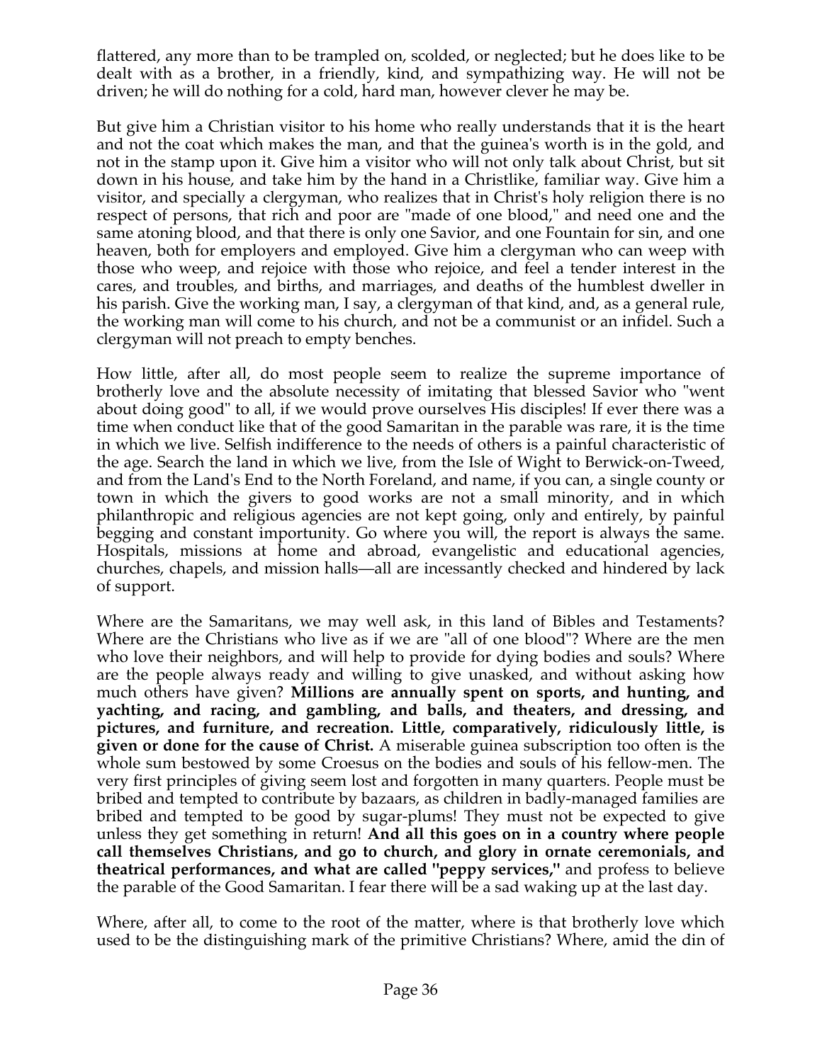flattered, any more than to be trampled on, scolded, or neglected; but he does like to be dealt with as a brother, in a friendly, kind, and sympathizing way. He will not be driven; he will do nothing for a cold, hard man, however clever he may be.

But give him a Christian visitor to his home who really understands that it is the heart and not the coat which makes the man, and that the guinea's worth is in the gold, and not in the stamp upon it. Give him a visitor who will not only talk about Christ, but sit down in his house, and take him by the hand in a Christlike, familiar way. Give him a visitor, and specially a clergyman, who realizes that in Christ's holy religion there is no respect of persons, that rich and poor are "made of one blood," and need one and the same atoning blood, and that there is only one Savior, and one Fountain for sin, and one heaven, both for employers and employed. Give him a clergyman who can weep with those who weep, and rejoice with those who rejoice, and feel a tender interest in the cares, and troubles, and births, and marriages, and deaths of the humblest dweller in his parish. Give the working man, I say, a clergyman of that kind, and, as a general rule, the working man will come to his church, and not be a communist or an infidel. Such a clergyman will not preach to empty benches.

How little, after all, do most people seem to realize the supreme importance of brotherly love and the absolute necessity of imitating that blessed Savior who "went about doing good" to all, if we would prove ourselves His disciples! If ever there was a time when conduct like that of the good Samaritan in the parable was rare, it is the time in which we live. Selfish indifference to the needs of others is a painful characteristic of the age. Search the land in which we live, from the Isle of Wight to Berwick-on-Tweed, and from the Land's End to the North Foreland, and name, if you can, a single county or town in which the givers to good works are not a small minority, and in which philanthropic and religious agencies are not kept going, only and entirely, by painful begging and constant importunity. Go where you will, the report is always the same. Hospitals, missions at home and abroad, evangelistic and educational agencies, churches, chapels, and mission halls—all are incessantly checked and hindered by lack of support.

Where are the Samaritans, we may well ask, in this land of Bibles and Testaments? Where are the Christians who live as if we are "all of one blood"? Where are the men who love their neighbors, and will help to provide for dying bodies and souls? Where are the people always ready and willing to give unasked, and without asking how much others have given? **Millions are annually spent on sports, and hunting, and yachting, and racing, and gambling, and balls, and theaters, and dressing, and pictures, and furniture, and recreation. Little, comparatively, ridiculously little, is given or done for the cause of Christ.** A miserable guinea subscription too often is the whole sum bestowed by some Croesus on the bodies and souls of his fellow-men. The very first principles of giving seem lost and forgotten in many quarters. People must be bribed and tempted to contribute by bazaars, as children in badly-managed families are bribed and tempted to be good by sugar-plums! They must not be expected to give unless they get something in return! **And all this goes on in a country where people call themselves Christians, and go to church, and glory in ornate ceremonials, and theatrical performances, and what are called "peppy services,"** and profess to believe the parable of the Good Samaritan. I fear there will be a sad waking up at the last day.

Where, after all, to come to the root of the matter, where is that brotherly love which used to be the distinguishing mark of the primitive Christians? Where, amid the din of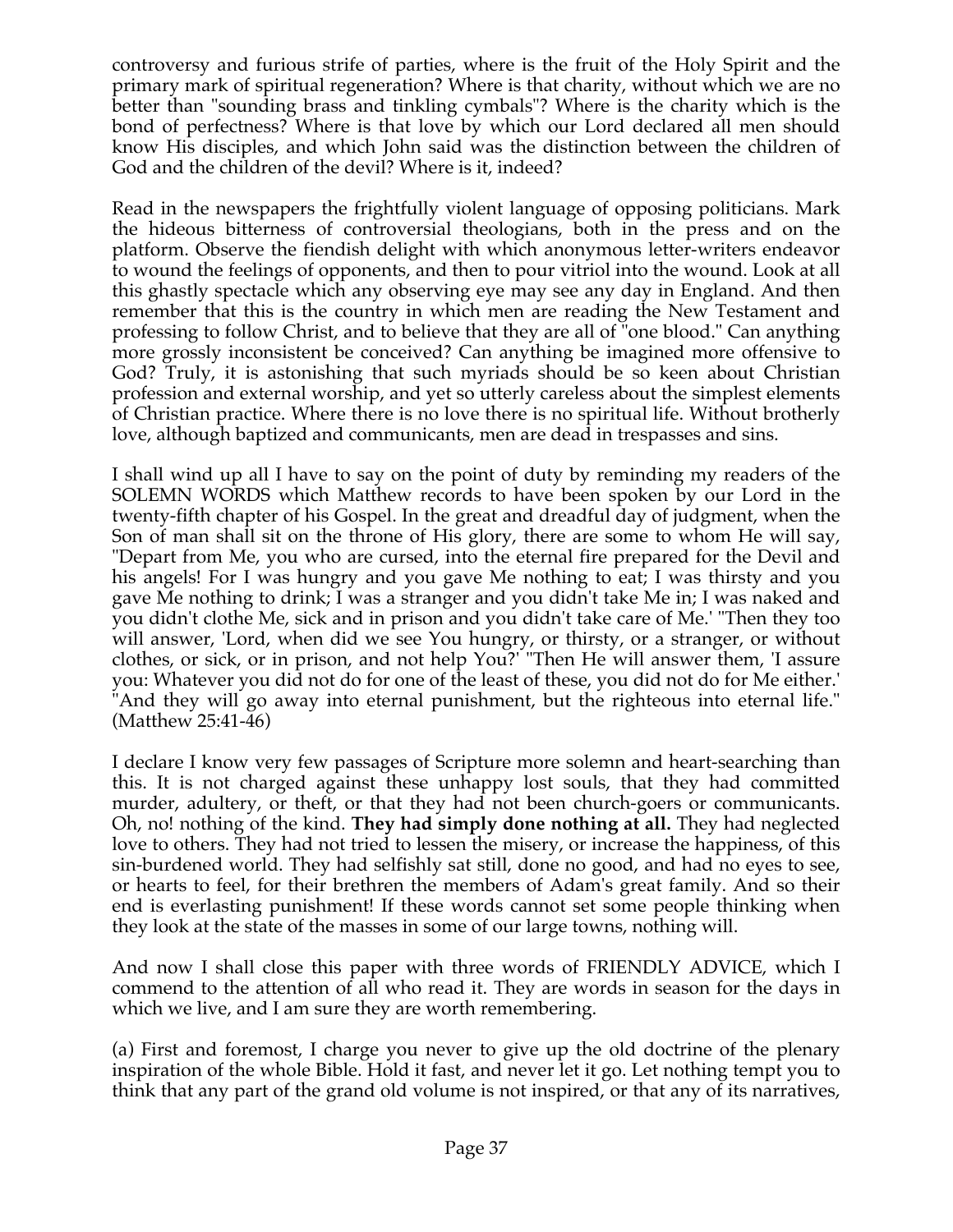controversy and furious strife of parties, where is the fruit of the Holy Spirit and the primary mark of spiritual regeneration? Where is that charity, without which we are no better than "sounding brass and tinkling cymbals"? Where is the charity which is the bond of perfectness? Where is that love by which our Lord declared all men should know His disciples, and which John said was the distinction between the children of God and the children of the devil? Where is it, indeed?

Read in the newspapers the frightfully violent language of opposing politicians. Mark the hideous bitterness of controversial theologians, both in the press and on the platform. Observe the fiendish delight with which anonymous letter-writers endeavor to wound the feelings of opponents, and then to pour vitriol into the wound. Look at all this ghastly spectacle which any observing eye may see any day in England. And then remember that this is the country in which men are reading the New Testament and professing to follow Christ, and to believe that they are all of "one blood." Can anything more grossly inconsistent be conceived? Can anything be imagined more offensive to God? Truly, it is astonishing that such myriads should be so keen about Christian profession and external worship, and yet so utterly careless about the simplest elements of Christian practice. Where there is no love there is no spiritual life. Without brotherly love, although baptized and communicants, men are dead in trespasses and sins.

I shall wind up all I have to say on the point of duty by reminding my readers of the SOLEMN WORDS which Matthew records to have been spoken by our Lord in the twenty-fifth chapter of his Gospel. In the great and dreadful day of judgment, when the Son of man shall sit on the throne of His glory, there are some to whom He will say, "Depart from Me, you who are cursed, into the eternal fire prepared for the Devil and his angels! For I was hungry and you gave Me nothing to eat; I was thirsty and you gave Me nothing to drink; I was a stranger and you didn't take Me in; I was naked and you didn't clothe Me, sick and in prison and you didn't take care of Me.' "Then they too will answer, 'Lord, when did we see You hungry, or thirsty, or a stranger, or without clothes, or sick, or in prison, and not help You?' "Then He will answer them, 'I assure you: Whatever you did not do for one of the least of these, you did not do for Me either.' "And they will go away into eternal punishment, but the righteous into eternal life." (Matthew 25:41-46)

I declare I know very few passages of Scripture more solemn and heart-searching than this. It is not charged against these unhappy lost souls, that they had committed murder, adultery, or theft, or that they had not been church-goers or communicants. Oh, no! nothing of the kind. **They had simply done nothing at all.** They had neglected love to others. They had not tried to lessen the misery, or increase the happiness, of this sin-burdened world. They had selfishly sat still, done no good, and had no eyes to see, or hearts to feel, for their brethren the members of Adam's great family. And so their end is everlasting punishment! If these words cannot set some people thinking when they look at the state of the masses in some of our large towns, nothing will.

And now I shall close this paper with three words of FRIENDLY ADVICE, which I commend to the attention of all who read it. They are words in season for the days in which we live, and I am sure they are worth remembering.

(a) First and foremost, I charge you never to give up the old doctrine of the plenary inspiration of the whole Bible. Hold it fast, and never let it go. Let nothing tempt you to think that any part of the grand old volume is not inspired, or that any of its narratives,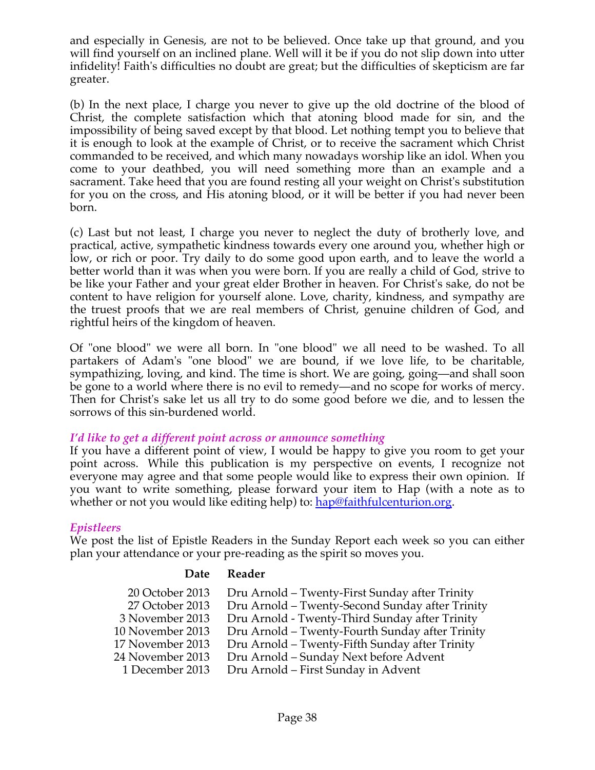and especially in Genesis, are not to be believed. Once take up that ground, and you will find yourself on an inclined plane. Well will it be if you do not slip down into utter infidelity! Faith's difficulties no doubt are great; but the difficulties of skepticism are far greater.

(b) In the next place, I charge you never to give up the old doctrine of the blood of Christ, the complete satisfaction which that atoning blood made for sin, and the impossibility of being saved except by that blood. Let nothing tempt you to believe that it is enough to look at the example of Christ, or to receive the sacrament which Christ commanded to be received, and which many nowadays worship like an idol. When you come to your deathbed, you will need something more than an example and a sacrament. Take heed that you are found resting all your weight on Christ's substitution for you on the cross, and His atoning blood, or it will be better if you had never been born.

(c) Last but not least, I charge you never to neglect the duty of brotherly love, and practical, active, sympathetic kindness towards every one around you, whether high or low, or rich or poor. Try daily to do some good upon earth, and to leave the world a better world than it was when you were born. If you are really a child of God, strive to be like your Father and your great elder Brother in heaven. For Christ's sake, do not be content to have religion for yourself alone. Love, charity, kindness, and sympathy are the truest proofs that we are real members of Christ, genuine children of God, and rightful heirs of the kingdom of heaven.

Of "one blood" we were all born. In "one blood" we all need to be washed. To all partakers of Adam's "one blood" we are bound, if we love life, to be charitable, sympathizing, loving, and kind. The time is short. We are going, going—and shall soon be gone to a world where there is no evil to remedy—and no scope for works of mercy. Then for Christ's sake let us all try to do some good before we die, and to lessen the sorrows of this sin-burdened world.

### *I'd like to get a different point across or announce something*

If you have a different point of view, I would be happy to give you room to get your point across. While this publication is my perspective on events, I recognize not everyone may agree and that some people would like to express their own opinion. If you want to write something, please forward your item to Hap (with a note as to whether or not you would like editing help) to: hap@faithfulcenturion.org.

### *Epistleers*

We post the list of Epistle Readers in the Sunday Report each week so you can either plan your attendance or your pre-reading as the spirit so moves you.

| Date | Reader |
|---|---|
| 20 October 2013 | Dru Arnold – Twenty-First Sunday after Trinity |
| 27 October 2013 | Dru Arnold – Twenty-Second Sunday after Trinity |
| 3 November 2013 | Dru Arnold - Twenty-Third Sunday after Trinity |
| 10 November 2013 | Dru Arnold – Twenty-Fourth Sunday after Trinity |
| 17 November 2013 | Dru Arnold – Twenty-Fifth Sunday after Trinity |
| 24 November 2013 | Dru Arnold – Sunday Next before Advent |
| 1 December 2013 | Dru Arnold – First Sunday in Advent |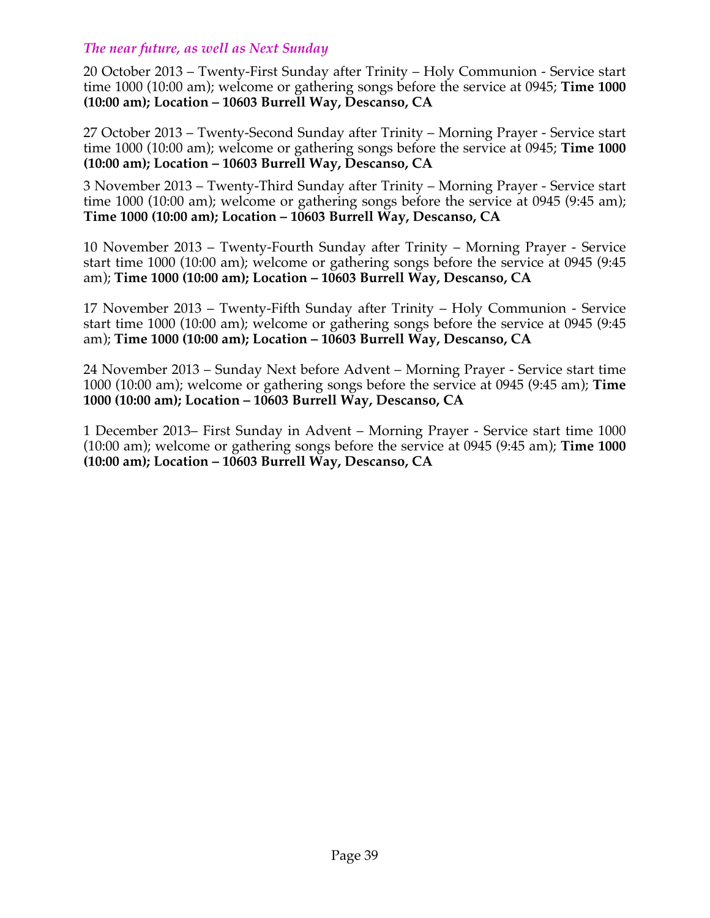*The near future, as well as Next Sunday*

20 October 2013 – Twenty-First Sunday after Trinity – Holy Communion - Service start time 1000 (10:00 am); welcome or gathering songs before the service at 0945; **Time 1000 (10:00 am); Location – 10603 Burrell Way, Descanso, CA**

27 October 2013 – Twenty-Second Sunday after Trinity – Morning Prayer - Service start time 1000 (10:00 am); welcome or gathering songs before the service at 0945; **Time 1000 (10:00 am); Location – 10603 Burrell Way, Descanso, CA**

3 November 2013 – Twenty-Third Sunday after Trinity – Morning Prayer - Service start time 1000 (10:00 am); welcome or gathering songs before the service at 0945 (9:45 am); **Time 1000 (10:00 am); Location – 10603 Burrell Way, Descanso, CA**

10 November 2013 – Twenty-Fourth Sunday after Trinity – Morning Prayer - Service start time 1000 (10:00 am); welcome or gathering songs before the service at 0945 (9:45 am); **Time 1000 (10:00 am); Location – 10603 Burrell Way, Descanso, CA**

17 November 2013 – Twenty-Fifth Sunday after Trinity – Holy Communion - Service start time 1000 (10:00 am); welcome or gathering songs before the service at 0945 (9:45 am); **Time 1000 (10:00 am); Location – 10603 Burrell Way, Descanso, CA**

24 November 2013 – Sunday Next before Advent – Morning Prayer - Service start time 1000 (10:00 am); welcome or gathering songs before the service at 0945 (9:45 am); **Time 1000 (10:00 am); Location – 10603 Burrell Way, Descanso, CA**

1 December 2013– First Sunday in Advent – Morning Prayer - Service start time 1000 (10:00 am); welcome or gathering songs before the service at 0945 (9:45 am); **Time 1000 (10:00 am); Location – 10603 Burrell Way, Descanso, CA**